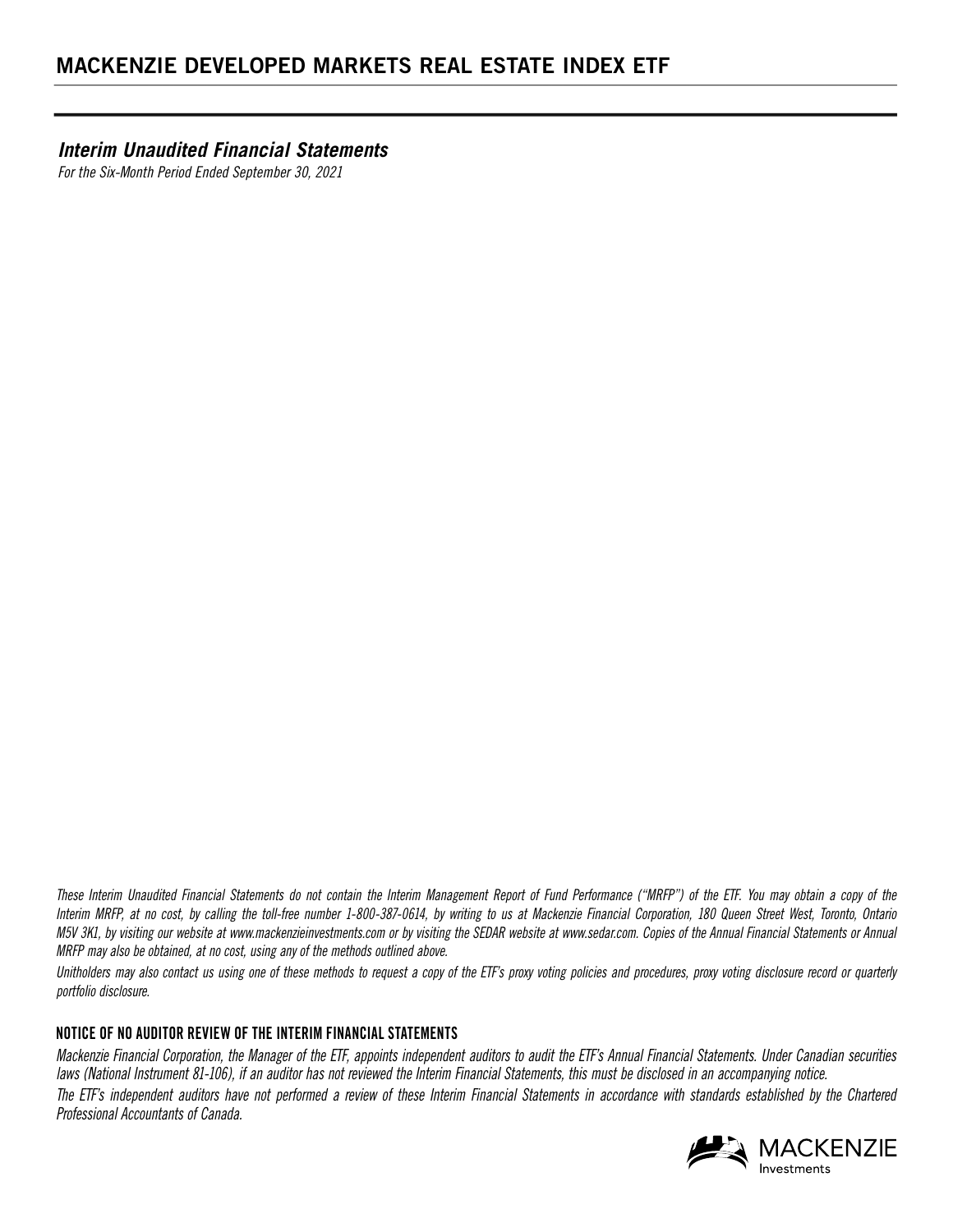# MACKENZIE DEVELOPED MARKETS REAL ESTATE INDEX ETF

## *Interim Unaudited Financial Statements*

*For the Six-Month Period Ended September 30, 2021*

*These Interim Unaudited Financial Statements do not contain the Interim Management Report of Fund Performance ("MRFP") of the ETF. You may obtain a copy of the Interim MRFP, at no cost, by calling the toll-free number 1-800-387-0614, by writing to us at Mackenzie Financial Corporation, 180 Queen Street West, Toronto, Ontario M5V 3K1, by visiting our website at www.mackenzieinvestments.com or by visiting the SEDAR website at www.sedar.com. Copies of the Annual Financial Statements or Annual MRFP may also be obtained, at no cost, using any of the methods outlined above.*

*Unitholders may also contact us using one of these methods to request a copy of the ETF's proxy voting policies and procedures, proxy voting disclosure record or quarterly portfolio disclosure.*

### NOTICE OF NO AUDITOR REVIEW OF THE INTERIM FINANCIAL STATEMENTS

*Mackenzie Financial Corporation, the Manager of the ETF, appoints independent auditors to audit the ETF's Annual Financial Statements. Under Canadian securities laws (National Instrument 81-106), if an auditor has not reviewed the Interim Financial Statements, this must be disclosed in an accompanying notice.*

*The ETF's independent auditors have not performed a review of these Interim Financial Statements in accordance with standards established by the Chartered Professional Accountants of Canada.*

MACKENZIE Investments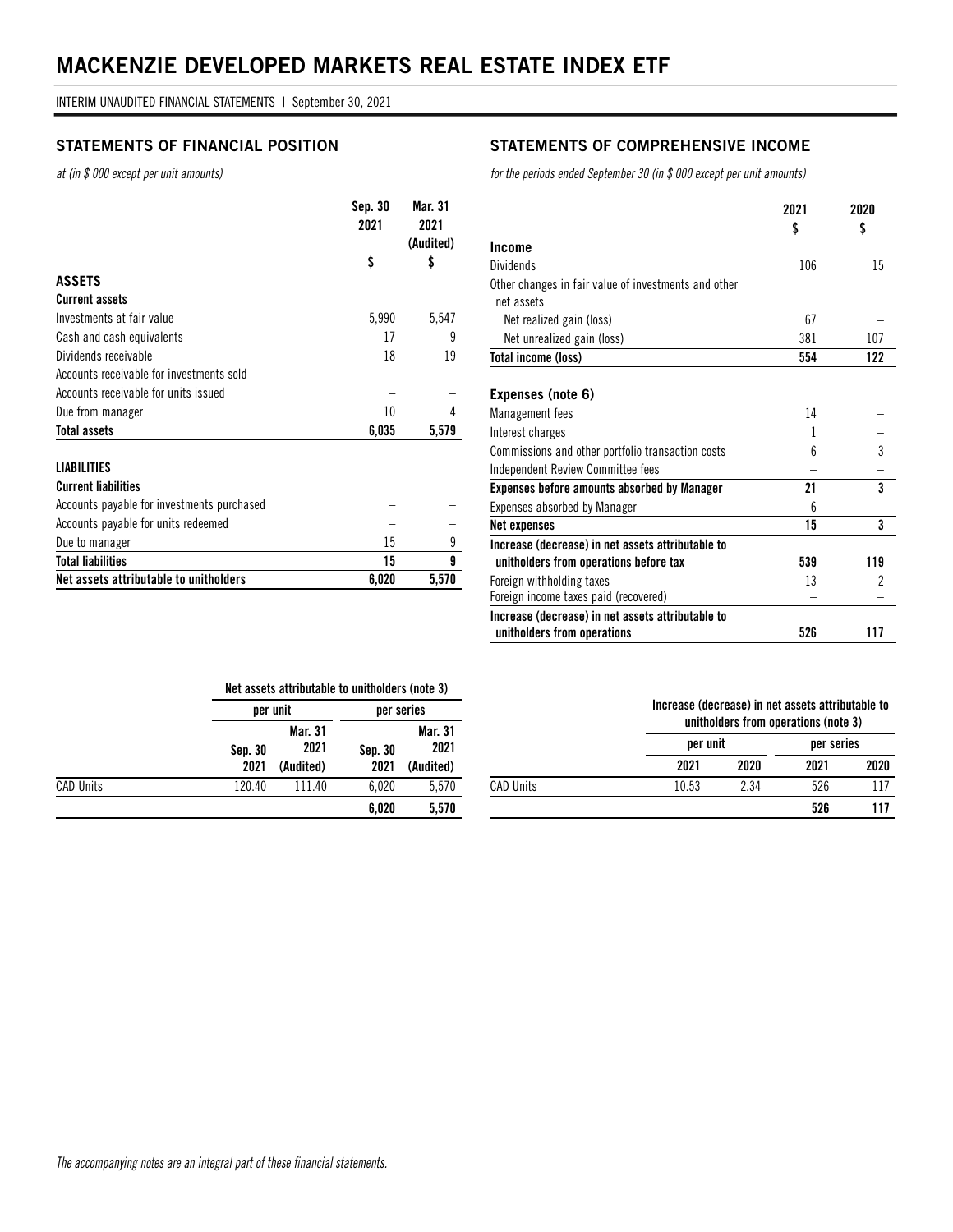# MACKENZIE DEVELOPED MARKETS REAL ESTATE INDEX ETF

INTERIM UNAUDITED FINANCIAL STATEMENTS | September 30, 2021

## STATEMENTS OF FINANCIAL POSITION

*at (in $ 000 except per unit amounts)*

| | Sep. 30 2021 $ | Mar. 31 2021 (Audited) $ |
|---|---|---|
| **ASSETS** | | |
| **Current assets** | | |
| Investments at fair value | 5,990 | 5,547 |
| Cash and cash equivalents | 17 | 9 |
| Dividends receivable | 18 | 19 |
| Accounts receivable for investments sold | – | – |
| Accounts receivable for units issued | – | – |
| Due from manager | 10 | 4 |
| **Total assets** | **6,035** | **5,579** |
| **LIABILITIES** | | |
| **Current liabilities** | | |
| Accounts payable for investments purchased | – | – |
| Accounts payable for units redeemed | – | – |
| Due to manager | 15 | 9 |
| **Total liabilities** | **15** | **9** |
| **Net assets attributable to unitholders** | **6,020** | **5,570** |

| | Net assets attributable to unitholders (note 3) | | | |
|---|---|---|---|---|
| | per unit | | per series | |
| | Sep. 30 2021 | Mar. 31 2021 (Audited) | Sep. 30 2021 | Mar. 31 2021 (Audited) |
| CAD Units | 120.40 | 111.40 | 6,020 | 5,570 |
| | | | **6,020** | **5,570** |

## STATEMENTS OF COMPREHENSIVE INCOME

*for the periods ended September 30 (in $ 000 except per unit amounts)*

| | 2021 $ | 2020 $ |
|---|---|---|
| **Income** | | |
| Dividends | 106 | 15 |
| Other changes in fair value of investments and other net assets | | |
| Net realized gain (loss) | 67 | – |
| Net unrealized gain (loss) | 381 | 107 |
| **Total income (loss)** | **554** | **122** |
| **Expenses (note 6)** | | |
| Management fees | 14 | – |
| Interest charges | 1 | – |
| Commissions and other portfolio transaction costs | 6 | 3 |
| Independent Review Committee fees | – | – |
| **Expenses before amounts absorbed by Manager** | **21** | **3** |
| Expenses absorbed by Manager | 6 | – |
| **Net expenses** | **15** | **3** |
| **Increase (decrease) in net assets attributable to unitholders from operations before tax** | **539** | **119** |
| Foreign withholding taxes | 13 | 2 |
| Foreign income taxes paid (recovered) | – | – |
| **Increase (decrease) in net assets attributable to unitholders from operations** | **526** | **117** |

| | Increase (decrease) in net assets attributable to unitholders from operations (note 3) | | | |
|---|---|---|---|---|
| | per unit | | per series | |
| | 2021 | 2020 | 2021 | 2020 |
| CAD Units | 10.53 | 2.34 | 526 | 117 |
| | | | **526** | **117** |

*The accompanying notes are an integral part of these financial statements.*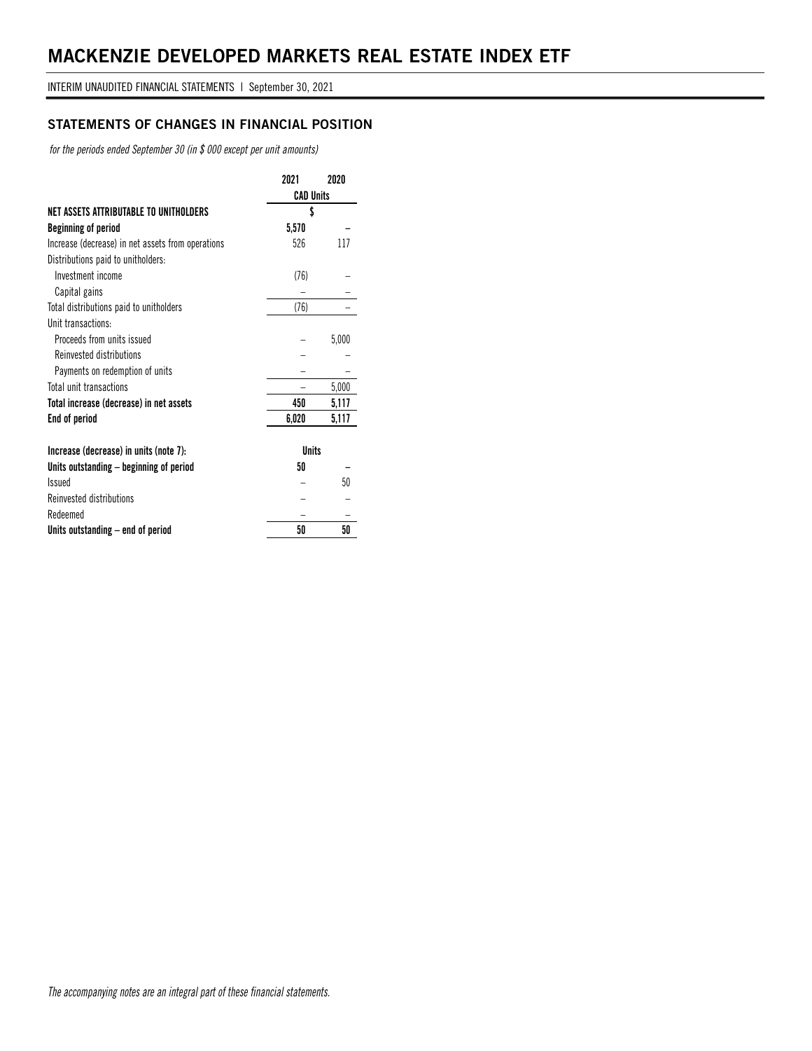# MACKENZIE DEVELOPED MARKETS REAL ESTATE INDEX ETF

INTERIM UNAUDITED FINANCIAL STATEMENTS | September 30, 2021

## STATEMENTS OF CHANGES IN FINANCIAL POSITION

*for the periods ended September 30 (in $ 000 except per unit amounts)*

| | 2021 | 2020 |
|---|---|---|
| | **CAD Units** | |
| **NET ASSETS ATTRIBUTABLE TO UNITHOLDERS** | **$** | |
| **Beginning of period** | **5,570** | **–** |
| Increase (decrease) in net assets from operations | 526 | 117 |
| Distributions paid to unitholders: | | |
| Investment income | (76) | – |
| Capital gains | – | – |
| Total distributions paid to unitholders | (76) | – |
| Unit transactions: | | |
| Proceeds from units issued | – | 5,000 |
| Reinvested distributions | – | – |
| Payments on redemption of units | – | – |
| Total unit transactions | – | 5,000 |
| **Total increase (decrease) in net assets** | **450** | **5,117** |
| **End of period** | **6,020** | **5,117** |
| | | |
| **Increase (decrease) in units (note 7):** | **Units** | |
| **Units outstanding – beginning of period** | **50** | **–** |
| Issued | – | 50 |
| Reinvested distributions | – | – |
| Redeemed | – | – |
| **Units outstanding – end of period** | **50** | **50** |

*The accompanying notes are an integral part of these financial statements.*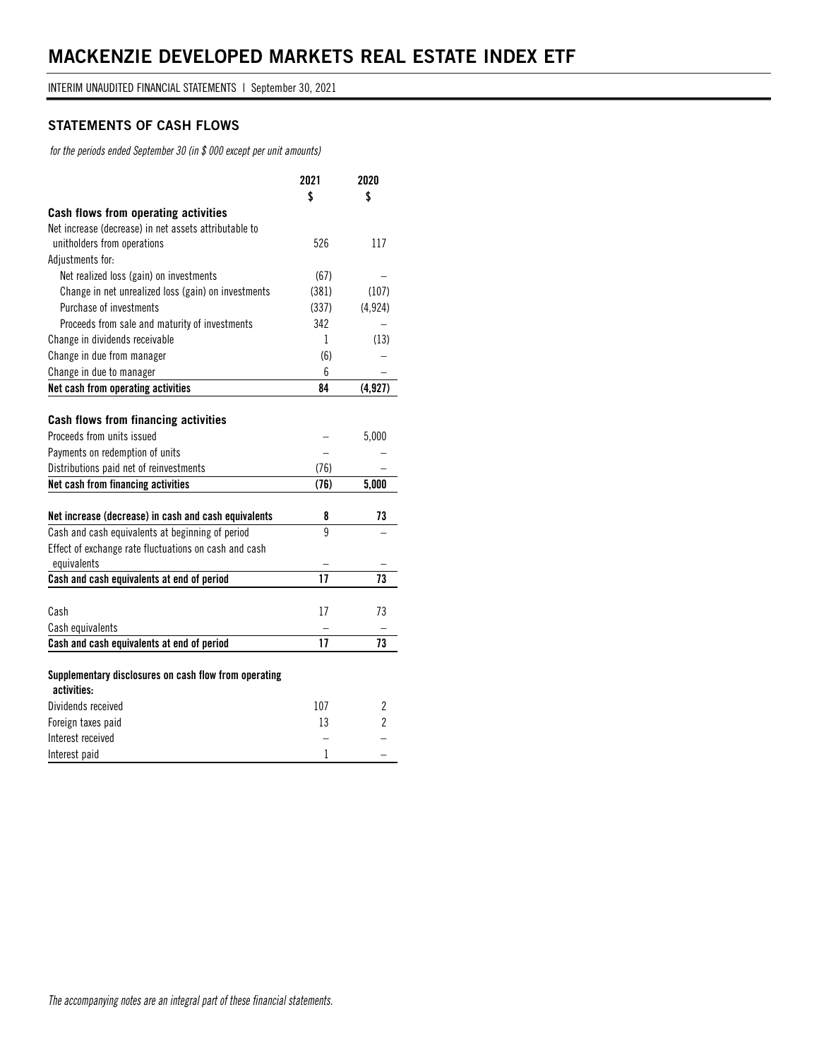# MACKENZIE DEVELOPED MARKETS REAL ESTATE INDEX ETF

INTERIM UNAUDITED FINANCIAL STATEMENTS | September 30, 2021

## STATEMENTS OF CASH FLOWS

*for the periods ended September 30 (in $ 000 except per unit amounts)*

| | 2021<br>$ | 2020<br>$ |
|---|---|---|
| **Cash flows from operating activities** | | |
| Net increase (decrease) in net assets attributable to unitholders from operations | 526 | 117 |
| Adjustments for: | | |
| Net realized loss (gain) on investments | (67) | – |
| Change in net unrealized loss (gain) on investments | (381) | (107) |
| Purchase of investments | (337) | (4,924) |
| Proceeds from sale and maturity of investments | 342 | – |
| Change in dividends receivable | 1 | (13) |
| Change in due from manager | (6) | – |
| Change in due to manager | 6 | – |
| **Net cash from operating activities** | **84** | **(4,927)** |
| | | |
| **Cash flows from financing activities** | | |
| Proceeds from units issued | – | 5,000 |
| Payments on redemption of units | – | – |
| Distributions paid net of reinvestments | (76) | – |
| **Net cash from financing activities** | **(76)** | **5,000** |
| | | |
| **Net increase (decrease) in cash and cash equivalents** | **8** | **73** |
| Cash and cash equivalents at beginning of period | 9 | – |
| Effect of exchange rate fluctuations on cash and cash equivalents | – | – |
| **Cash and cash equivalents at end of period** | **17** | **73** |
| | | |
| Cash | 17 | 73 |
| Cash equivalents | – | – |
| **Cash and cash equivalents at end of period** | **17** | **73** |
| | | |
| **Supplementary disclosures on cash flow from operating activities:** | | |
| Dividends received | 107 | 2 |
| Foreign taxes paid | 13 | 2 |
| Interest received | – | – |
| Interest paid | 1 | – |

*The accompanying notes are an integral part of these financial statements.*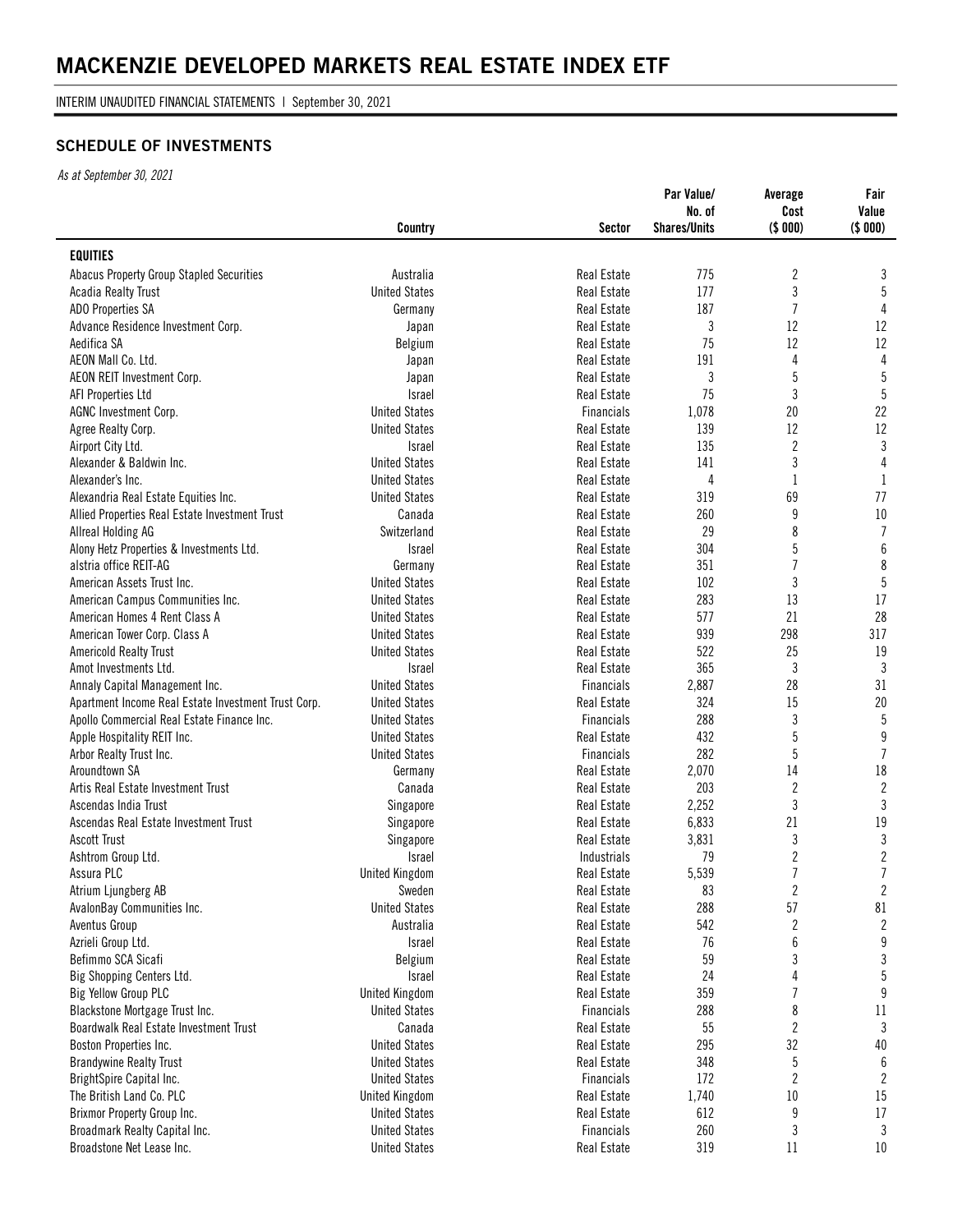# MACKENZIE DEVELOPED MARKETS REAL ESTATE INDEX ETF

INTERIM UNAUDITED FINANCIAL STATEMENTS | September 30, 2021

## SCHEDULE OF INVESTMENTS

*As at September 30, 2021*

| | Country | Sector | Par Value/ No. of Shares/Units | Average Cost ($ 000) | Fair Value ($ 000) |
|---|---|---|---|---|---|
| **EQUITIES** | | | | | |
| Abacus Property Group Stapled Securities | Australia | Real Estate | 775 | 2 | 3 |
| Acadia Realty Trust | United States | Real Estate | 177 | 3 | 5 |
| ADO Properties SA | Germany | Real Estate | 187 | 7 | 4 |
| Advance Residence Investment Corp. | Japan | Real Estate | 3 | 12 | 12 |
| Aedifica SA | Belgium | Real Estate | 75 | 12 | 12 |
| AEON Mall Co. Ltd. | Japan | Real Estate | 191 | 4 | 4 |
| AEON REIT Investment Corp. | Japan | Real Estate | 3 | 5 | 5 |
| AFI Properties Ltd | Israel | Real Estate | 75 | 3 | 5 |
| AGNC Investment Corp. | United States | Financials | 1,078 | 20 | 22 |
| Agree Realty Corp. | United States | Real Estate | 139 | 12 | 12 |
| Airport City Ltd. | Israel | Real Estate | 135 | 2 | 3 |
| Alexander & Baldwin Inc. | United States | Real Estate | 141 | 3 | 4 |
| Alexander's Inc. | United States | Real Estate | 4 | 1 | 1 |
| Alexandria Real Estate Equities Inc. | United States | Real Estate | 319 | 69 | 77 |
| Allied Properties Real Estate Investment Trust | Canada | Real Estate | 260 | 9 | 10 |
| Allreal Holding AG | Switzerland | Real Estate | 29 | 8 | 7 |
| Alony Hetz Properties & Investments Ltd. | Israel | Real Estate | 304 | 5 | 6 |
| alstria office REIT-AG | Germany | Real Estate | 351 | 7 | 8 |
| American Assets Trust Inc. | United States | Real Estate | 102 | 3 | 5 |
| American Campus Communities Inc. | United States | Real Estate | 283 | 13 | 17 |
| American Homes 4 Rent Class A | United States | Real Estate | 577 | 21 | 28 |
| American Tower Corp. Class A | United States | Real Estate | 939 | 298 | 317 |
| Americold Realty Trust | United States | Real Estate | 522 | 25 | 19 |
| Amot Investments Ltd. | Israel | Real Estate | 365 | 3 | 3 |
| Annaly Capital Management Inc. | United States | Financials | 2,887 | 28 | 31 |
| Apartment Income Real Estate Investment Trust Corp. | United States | Real Estate | 324 | 15 | 20 |
| Apollo Commercial Real Estate Finance Inc. | United States | Financials | 288 | 3 | 5 |
| Apple Hospitality REIT Inc. | United States | Real Estate | 432 | 5 | 9 |
| Arbor Realty Trust Inc. | United States | Financials | 282 | 5 | 7 |
| Aroundtown SA | Germany | Real Estate | 2,070 | 14 | 18 |
| Artis Real Estate Investment Trust | Canada | Real Estate | 203 | 2 | 2 |
| Ascendas India Trust | Singapore | Real Estate | 2,252 | 3 | 3 |
| Ascendas Real Estate Investment Trust | Singapore | Real Estate | 6,833 | 21 | 19 |
| Ascott Trust | Singapore | Real Estate | 3,831 | 3 | 3 |
| Ashtrom Group Ltd. | Israel | Industrials | 79 | 2 | 2 |
| Assura PLC | United Kingdom | Real Estate | 5,539 | 7 | 7 |
| Atrium Ljungberg AB | Sweden | Real Estate | 83 | 2 | 2 |
| AvalonBay Communities Inc. | United States | Real Estate | 288 | 57 | 81 |
| Aventus Group | Australia | Real Estate | 542 | 2 | 2 |
| Azrieli Group Ltd. | Israel | Real Estate | 76 | 6 | 9 |
| Befimmo SCA Sicafi | Belgium | Real Estate | 59 | 3 | 3 |
| Big Shopping Centers Ltd. | Israel | Real Estate | 24 | 4 | 5 |
| Big Yellow Group PLC | United Kingdom | Real Estate | 359 | 7 | 9 |
| Blackstone Mortgage Trust Inc. | United States | Financials | 288 | 8 | 11 |
| Boardwalk Real Estate Investment Trust | Canada | Real Estate | 55 | 2 | 3 |
| Boston Properties Inc. | United States | Real Estate | 295 | 32 | 40 |
| Brandywine Realty Trust | United States | Real Estate | 348 | 5 | 6 |
| BrightSpire Capital Inc. | United States | Financials | 172 | 2 | 2 |
| The British Land Co. PLC | United Kingdom | Real Estate | 1,740 | 10 | 15 |
| Brixmor Property Group Inc. | United States | Real Estate | 612 | 9 | 17 |
| Broadmark Realty Capital Inc. | United States | Financials | 260 | 3 | 3 |
| Broadstone Net Lease Inc. | United States | Real Estate | 319 | 11 | 10 |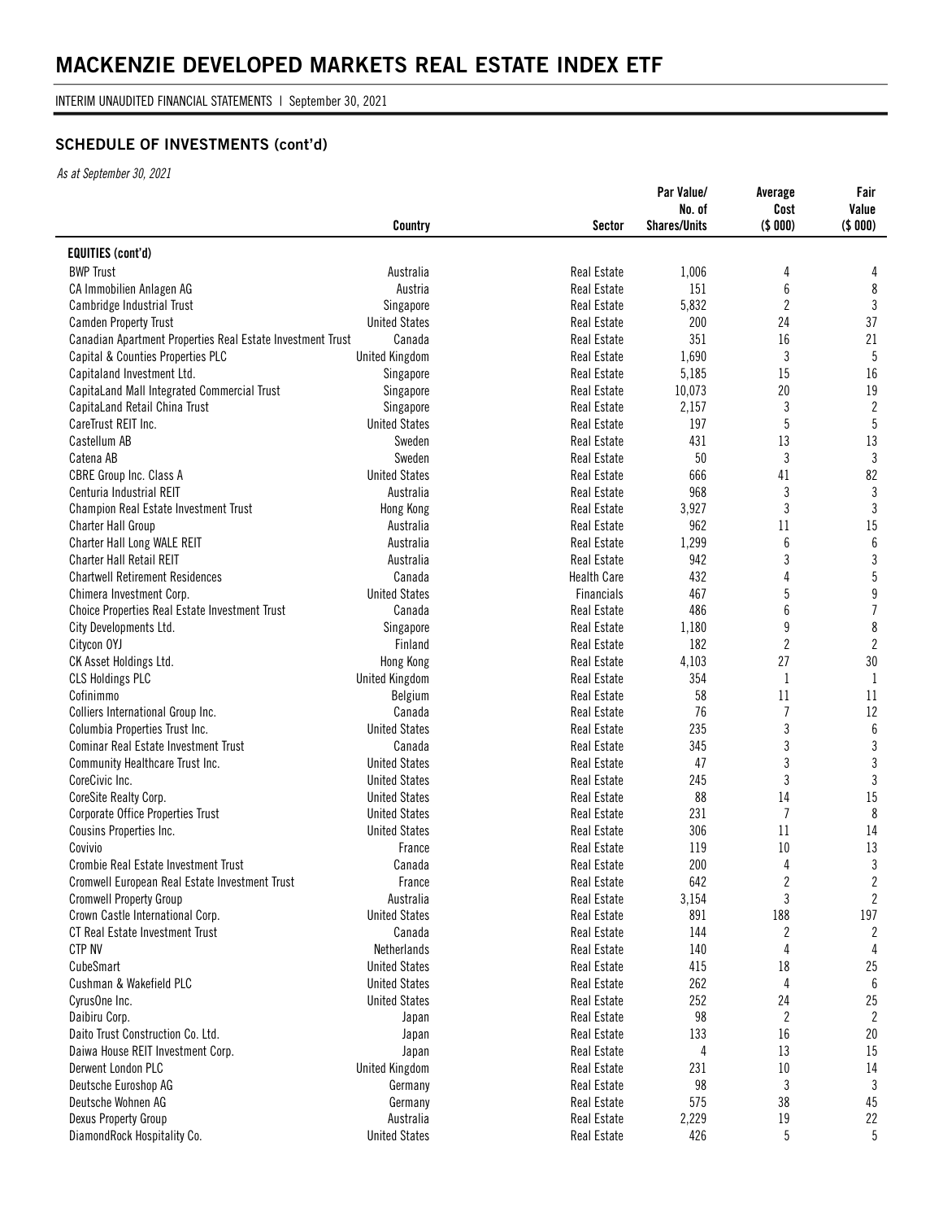# MACKENZIE DEVELOPED MARKETS REAL ESTATE INDEX ETF

INTERIM UNAUDITED FINANCIAL STATEMENTS | September 30, 2021

## SCHEDULE OF INVESTMENTS (cont'd)

*As at September 30, 2021*

| | Country | Sector | Par Value/ No. of Shares/Units | Average Cost ($ 000) | Fair Value ($ 000) |
|---|---|---|---|---|---|
| **EQUITIES (cont'd)** | | | | | |
| BWP Trust | Australia | Real Estate | 1,006 | 4 | 4 |
| CA Immobilien Anlagen AG | Austria | Real Estate | 151 | 6 | 8 |
| Cambridge Industrial Trust | Singapore | Real Estate | 5,832 | 2 | 3 |
| Camden Property Trust | United States | Real Estate | 200 | 24 | 37 |
| Canadian Apartment Properties Real Estate Investment Trust | Canada | Real Estate | 351 | 16 | 21 |
| Capital & Counties Properties PLC | United Kingdom | Real Estate | 1,690 | 3 | 5 |
| Capitaland Investment Ltd. | Singapore | Real Estate | 5,185 | 15 | 16 |
| CapitaLand Mall Integrated Commercial Trust | Singapore | Real Estate | 10,073 | 20 | 19 |
| CapitaLand Retail China Trust | Singapore | Real Estate | 2,157 | 3 | 2 |
| CareTrust REIT Inc. | United States | Real Estate | 197 | 5 | 5 |
| Castellum AB | Sweden | Real Estate | 431 | 13 | 13 |
| Catena AB | Sweden | Real Estate | 50 | 3 | 3 |
| CBRE Group Inc. Class A | United States | Real Estate | 666 | 41 | 82 |
| Centuria Industrial REIT | Australia | Real Estate | 968 | 3 | 3 |
| Champion Real Estate Investment Trust | Hong Kong | Real Estate | 3,927 | 3 | 3 |
| Charter Hall Group | Australia | Real Estate | 962 | 11 | 15 |
| Charter Hall Long WALE REIT | Australia | Real Estate | 1,299 | 6 | 6 |
| Charter Hall Retail REIT | Australia | Real Estate | 942 | 3 | 3 |
| Chartwell Retirement Residences | Canada | Health Care | 432 | 4 | 5 |
| Chimera Investment Corp. | United States | Financials | 467 | 5 | 9 |
| Choice Properties Real Estate Investment Trust | Canada | Real Estate | 486 | 6 | 7 |
| City Developments Ltd. | Singapore | Real Estate | 1,180 | 9 | 8 |
| Citycon OYJ | Finland | Real Estate | 182 | 2 | 2 |
| CK Asset Holdings Ltd. | Hong Kong | Real Estate | 4,103 | 27 | 30 |
| CLS Holdings PLC | United Kingdom | Real Estate | 354 | 1 | 1 |
| Cofinimmo | Belgium | Real Estate | 58 | 11 | 11 |
| Colliers International Group Inc. | Canada | Real Estate | 76 | 7 | 12 |
| Columbia Properties Trust Inc. | United States | Real Estate | 235 | 3 | 6 |
| Cominar Real Estate Investment Trust | Canada | Real Estate | 345 | 3 | 3 |
| Community Healthcare Trust Inc. | United States | Real Estate | 47 | 3 | 3 |
| CoreCivic Inc. | United States | Real Estate | 245 | 3 | 3 |
| CoreSite Realty Corp. | United States | Real Estate | 88 | 14 | 15 |
| Corporate Office Properties Trust | United States | Real Estate | 231 | 7 | 8 |
| Cousins Properties Inc. | United States | Real Estate | 306 | 11 | 14 |
| Covivio | France | Real Estate | 119 | 10 | 13 |
| Crombie Real Estate Investment Trust | Canada | Real Estate | 200 | 4 | 3 |
| Cromwell European Real Estate Investment Trust | France | Real Estate | 642 | 2 | 2 |
| Cromwell Property Group | Australia | Real Estate | 3,154 | 3 | 2 |
| Crown Castle International Corp. | United States | Real Estate | 891 | 188 | 197 |
| CT Real Estate Investment Trust | Canada | Real Estate | 144 | 2 | 2 |
| CTP NV | Netherlands | Real Estate | 140 | 4 | 4 |
| CubeSmart | United States | Real Estate | 415 | 18 | 25 |
| Cushman & Wakefield PLC | United States | Real Estate | 262 | 4 | 6 |
| CyrusOne Inc. | United States | Real Estate | 252 | 24 | 25 |
| Daibiru Corp. | Japan | Real Estate | 98 | 2 | 2 |
| Daito Trust Construction Co. Ltd. | Japan | Real Estate | 133 | 16 | 20 |
| Daiwa House REIT Investment Corp. | Japan | Real Estate | 4 | 13 | 15 |
| Derwent London PLC | United Kingdom | Real Estate | 231 | 10 | 14 |
| Deutsche Euroshop AG | Germany | Real Estate | 98 | 3 | 3 |
| Deutsche Wohnen AG | Germany | Real Estate | 575 | 38 | 45 |
| Dexus Property Group | Australia | Real Estate | 2,229 | 19 | 22 |
| DiamondRock Hospitality Co. | United States | Real Estate | 426 | 5 | 5 |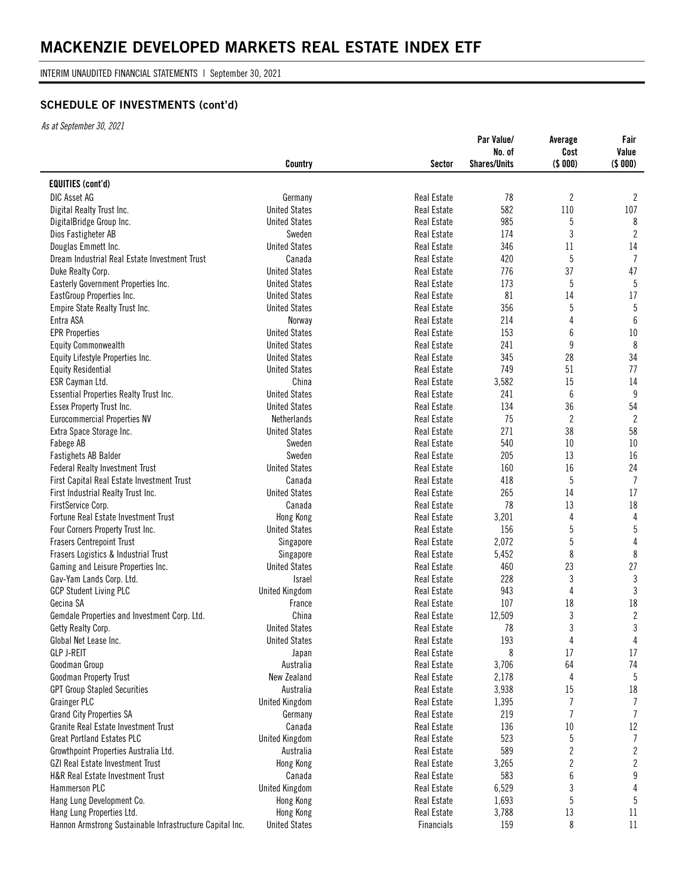# MACKENZIE DEVELOPED MARKETS REAL ESTATE INDEX ETF

INTERIM UNAUDITED FINANCIAL STATEMENTS | September 30, 2021

## SCHEDULE OF INVESTMENTS (cont'd)

*As at September 30, 2021*

| | Country | Sector | Par Value/ No. of Shares/Units | Average Cost ($ 000) | Fair Value ($ 000) |
|---|---|---|---|---|---|
| **EQUITIES (cont'd)** | | | | | |
| DIC Asset AG | Germany | Real Estate | 78 | 2 | 2 |
| Digital Realty Trust Inc. | United States | Real Estate | 582 | 110 | 107 |
| DigitalBridge Group Inc. | United States | Real Estate | 985 | 5 | 8 |
| Dios Fastigheter AB | Sweden | Real Estate | 174 | 3 | 2 |
| Douglas Emmett Inc. | United States | Real Estate | 346 | 11 | 14 |
| Dream Industrial Real Estate Investment Trust | Canada | Real Estate | 420 | 5 | 7 |
| Duke Realty Corp. | United States | Real Estate | 776 | 37 | 47 |
| Easterly Government Properties Inc. | United States | Real Estate | 173 | 5 | 5 |
| EastGroup Properties Inc. | United States | Real Estate | 81 | 14 | 17 |
| Empire State Realty Trust Inc. | United States | Real Estate | 356 | 5 | 5 |
| Entra ASA | Norway | Real Estate | 214 | 4 | 6 |
| EPR Properties | United States | Real Estate | 153 | 6 | 10 |
| Equity Commonwealth | United States | Real Estate | 241 | 9 | 8 |
| Equity Lifestyle Properties Inc. | United States | Real Estate | 345 | 28 | 34 |
| Equity Residential | United States | Real Estate | 749 | 51 | 77 |
| ESR Cayman Ltd. | China | Real Estate | 3,582 | 15 | 14 |
| Essential Properties Realty Trust Inc. | United States | Real Estate | 241 | 6 | 9 |
| Essex Property Trust Inc. | United States | Real Estate | 134 | 36 | 54 |
| Eurocommercial Properties NV | Netherlands | Real Estate | 75 | 2 | 2 |
| Extra Space Storage Inc. | United States | Real Estate | 271 | 38 | 58 |
| Fabege AB | Sweden | Real Estate | 540 | 10 | 10 |
| Fastighets AB Balder | Sweden | Real Estate | 205 | 13 | 16 |
| Federal Realty Investment Trust | United States | Real Estate | 160 | 16 | 24 |
| First Capital Real Estate Investment Trust | Canada | Real Estate | 418 | 5 | 7 |
| First Industrial Realty Trust Inc. | United States | Real Estate | 265 | 14 | 17 |
| FirstService Corp. | Canada | Real Estate | 78 | 13 | 18 |
| Fortune Real Estate Investment Trust | Hong Kong | Real Estate | 3,201 | 4 | 4 |
| Four Corners Property Trust Inc. | United States | Real Estate | 156 | 5 | 5 |
| Frasers Centrepoint Trust | Singapore | Real Estate | 2,072 | 5 | 4 |
| Frasers Logistics & Industrial Trust | Singapore | Real Estate | 5,452 | 8 | 8 |
| Gaming and Leisure Properties Inc. | United States | Real Estate | 460 | 23 | 27 |
| Gav-Yam Lands Corp. Ltd. | Israel | Real Estate | 228 | 3 | 3 |
| GCP Student Living PLC | United Kingdom | Real Estate | 943 | 4 | 3 |
| Gecina SA | France | Real Estate | 107 | 18 | 18 |
| Gemdale Properties and Investment Corp. Ltd. | China | Real Estate | 12,509 | 3 | 2 |
| Getty Realty Corp. | United States | Real Estate | 78 | 3 | 3 |
| Global Net Lease Inc. | United States | Real Estate | 193 | 4 | 4 |
| GLP J-REIT | Japan | Real Estate | 8 | 17 | 17 |
| Goodman Group | Australia | Real Estate | 3,706 | 64 | 74 |
| Goodman Property Trust | New Zealand | Real Estate | 2,178 | 4 | 5 |
| GPT Group Stapled Securities | Australia | Real Estate | 3,938 | 15 | 18 |
| Grainger PLC | United Kingdom | Real Estate | 1,395 | 7 | 7 |
| Grand City Properties SA | Germany | Real Estate | 219 | 7 | 7 |
| Granite Real Estate Investment Trust | Canada | Real Estate | 136 | 10 | 12 |
| Great Portland Estates PLC | United Kingdom | Real Estate | 523 | 5 | 7 |
| Growthpoint Properties Australia Ltd. | Australia | Real Estate | 589 | 2 | 2 |
| GZI Real Estate Investment Trust | Hong Kong | Real Estate | 3,265 | 2 | 2 |
| H&R Real Estate Investment Trust | Canada | Real Estate | 583 | 6 | 9 |
| Hammerson PLC | United Kingdom | Real Estate | 6,529 | 3 | 4 |
| Hang Lung Development Co. | Hong Kong | Real Estate | 1,693 | 5 | 5 |
| Hang Lung Properties Ltd. | Hong Kong | Real Estate | 3,788 | 13 | 11 |
| Hannon Armstrong Sustainable Infrastructure Capital Inc. | United States | Financials | 159 | 8 | 11 |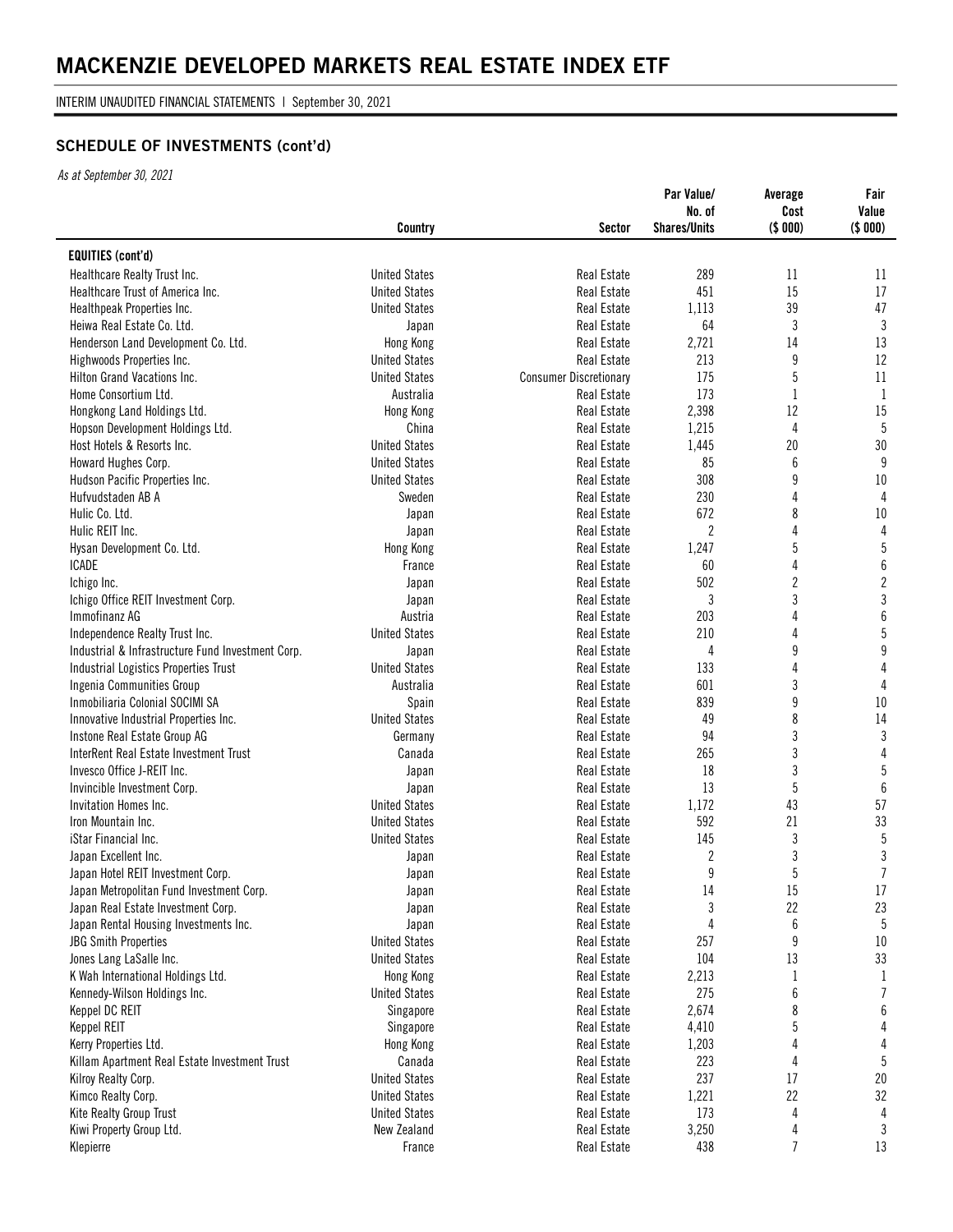# MACKENZIE DEVELOPED MARKETS REAL ESTATE INDEX ETF

INTERIM UNAUDITED FINANCIAL STATEMENTS | September 30, 2021

## SCHEDULE OF INVESTMENTS (cont'd)

*As at September 30, 2021*

| | Country | Sector | Par Value/ No. of Shares/Units | Average Cost ($ 000) | Fair Value ($ 000) |
|---|---|---|---|---|---|
| **EQUITIES (cont'd)** | | | | | |
| Healthcare Realty Trust Inc. | United States | Real Estate | 289 | 11 | 11 |
| Healthcare Trust of America Inc. | United States | Real Estate | 451 | 15 | 17 |
| Healthpeak Properties Inc. | United States | Real Estate | 1,113 | 39 | 47 |
| Heiwa Real Estate Co. Ltd. | Japan | Real Estate | 64 | 3 | 3 |
| Henderson Land Development Co. Ltd. | Hong Kong | Real Estate | 2,721 | 14 | 13 |
| Highwoods Properties Inc. | United States | Real Estate | 213 | 9 | 12 |
| Hilton Grand Vacations Inc. | United States | Consumer Discretionary | 175 | 5 | 11 |
| Home Consortium Ltd. | Australia | Real Estate | 173 | 1 | 1 |
| Hongkong Land Holdings Ltd. | Hong Kong | Real Estate | 2,398 | 12 | 15 |
| Hopson Development Holdings Ltd. | China | Real Estate | 1,215 | 4 | 5 |
| Host Hotels & Resorts Inc. | United States | Real Estate | 1,445 | 20 | 30 |
| Howard Hughes Corp. | United States | Real Estate | 85 | 6 | 9 |
| Hudson Pacific Properties Inc. | United States | Real Estate | 308 | 9 | 10 |
| Hufvudstaden AB A | Sweden | Real Estate | 230 | 4 | 4 |
| Hulic Co. Ltd. | Japan | Real Estate | 672 | 8 | 10 |
| Hulic REIT Inc. | Japan | Real Estate | 2 | 4 | 4 |
| Hysan Development Co. Ltd. | Hong Kong | Real Estate | 1,247 | 5 | 5 |
| ICADE | France | Real Estate | 60 | 4 | 6 |
| Ichigo Inc. | Japan | Real Estate | 502 | 2 | 2 |
| Ichigo Office REIT Investment Corp. | Japan | Real Estate | 3 | 3 | 3 |
| Immofinanz AG | Austria | Real Estate | 203 | 4 | 6 |
| Independence Realty Trust Inc. | United States | Real Estate | 210 | 4 | 5 |
| Industrial & Infrastructure Fund Investment Corp. | Japan | Real Estate | 4 | 9 | 9 |
| Industrial Logistics Properties Trust | United States | Real Estate | 133 | 4 | 4 |
| Ingenia Communities Group | Australia | Real Estate | 601 | 3 | 4 |
| Inmobiliaria Colonial SOCIMI SA | Spain | Real Estate | 839 | 9 | 10 |
| Innovative Industrial Properties Inc. | United States | Real Estate | 49 | 8 | 14 |
| Instone Real Estate Group AG | Germany | Real Estate | 94 | 3 | 3 |
| InterRent Real Estate Investment Trust | Canada | Real Estate | 265 | 3 | 4 |
| Invesco Office J-REIT Inc. | Japan | Real Estate | 18 | 3 | 5 |
| Invincible Investment Corp. | Japan | Real Estate | 13 | 5 | 6 |
| Invitation Homes Inc. | United States | Real Estate | 1,172 | 43 | 57 |
| Iron Mountain Inc. | United States | Real Estate | 592 | 21 | 33 |
| iStar Financial Inc. | United States | Real Estate | 145 | 3 | 5 |
| Japan Excellent Inc. | Japan | Real Estate | 2 | 3 | 3 |
| Japan Hotel REIT Investment Corp. | Japan | Real Estate | 9 | 5 | 7 |
| Japan Metropolitan Fund Investment Corp. | Japan | Real Estate | 14 | 15 | 17 |
| Japan Real Estate Investment Corp. | Japan | Real Estate | 3 | 22 | 23 |
| Japan Rental Housing Investments Inc. | Japan | Real Estate | 4 | 6 | 5 |
| JBG Smith Properties | United States | Real Estate | 257 | 9 | 10 |
| Jones Lang LaSalle Inc. | United States | Real Estate | 104 | 13 | 33 |
| K Wah International Holdings Ltd. | Hong Kong | Real Estate | 2,213 | 1 | 1 |
| Kennedy-Wilson Holdings Inc. | United States | Real Estate | 275 | 6 | 7 |
| Keppel DC REIT | Singapore | Real Estate | 2,674 | 8 | 6 |
| Keppel REIT | Singapore | Real Estate | 4,410 | 5 | 4 |
| Kerry Properties Ltd. | Hong Kong | Real Estate | 1,203 | 4 | 4 |
| Killam Apartment Real Estate Investment Trust | Canada | Real Estate | 223 | 4 | 5 |
| Kilroy Realty Corp. | United States | Real Estate | 237 | 17 | 20 |
| Kimco Realty Corp. | United States | Real Estate | 1,221 | 22 | 32 |
| Kite Realty Group Trust | United States | Real Estate | 173 | 4 | 4 |
| Kiwi Property Group Ltd. | New Zealand | Real Estate | 3,250 | 4 | 3 |
| Klepierre | France | Real Estate | 438 | 7 | 13 |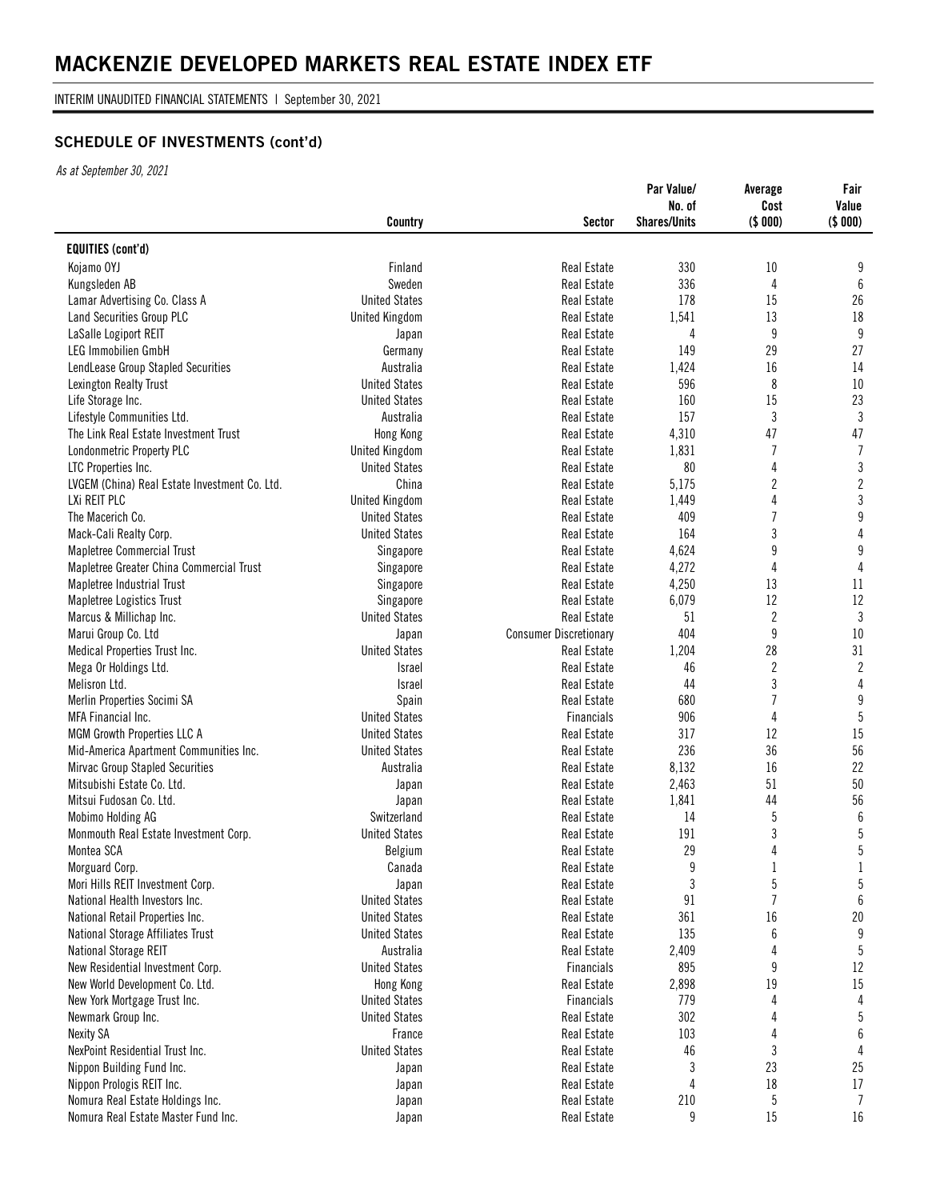# MACKENZIE DEVELOPED MARKETS REAL ESTATE INDEX ETF

INTERIM UNAUDITED FINANCIAL STATEMENTS | September 30, 2021

## SCHEDULE OF INVESTMENTS (cont'd)

*As at September 30, 2021*

| | Country | Sector | Par Value/ No. of Shares/Units | Average Cost ($ 000) | Fair Value ($ 000) |
|---|---|---|---|---|---|
| **EQUITIES (cont'd)** | | | | | |
| Kojamo OYJ | Finland | Real Estate | 330 | 10 | 9 |
| Kungsleden AB | Sweden | Real Estate | 336 | 4 | 6 |
| Lamar Advertising Co. Class A | United States | Real Estate | 178 | 15 | 26 |
| Land Securities Group PLC | United Kingdom | Real Estate | 1,541 | 13 | 18 |
| LaSalle Logiport REIT | Japan | Real Estate | 4 | 9 | 9 |
| LEG Immobilien GmbH | Germany | Real Estate | 149 | 29 | 27 |
| LendLease Group Stapled Securities | Australia | Real Estate | 1,424 | 16 | 14 |
| Lexington Realty Trust | United States | Real Estate | 596 | 8 | 10 |
| Life Storage Inc. | United States | Real Estate | 160 | 15 | 23 |
| Lifestyle Communities Ltd. | Australia | Real Estate | 157 | 3 | 3 |
| The Link Real Estate Investment Trust | Hong Kong | Real Estate | 4,310 | 47 | 47 |
| Londonmetric Property PLC | United Kingdom | Real Estate | 1,831 | 7 | 7 |
| LTC Properties Inc. | United States | Real Estate | 80 | 4 | 3 |
| LVGEM (China) Real Estate Investment Co. Ltd. | China | Real Estate | 5,175 | 2 | 2 |
| LXi REIT PLC | United Kingdom | Real Estate | 1,449 | 4 | 3 |
| The Macerich Co. | United States | Real Estate | 409 | 7 | 9 |
| Mack-Cali Realty Corp. | United States | Real Estate | 164 | 3 | 4 |
| Mapletree Commercial Trust | Singapore | Real Estate | 4,624 | 9 | 9 |
| Mapletree Greater China Commercial Trust | Singapore | Real Estate | 4,272 | 4 | 4 |
| Mapletree Industrial Trust | Singapore | Real Estate | 4,250 | 13 | 11 |
| Mapletree Logistics Trust | Singapore | Real Estate | 6,079 | 12 | 12 |
| Marcus & Millichap Inc. | United States | Real Estate | 51 | 2 | 3 |
| Marui Group Co. Ltd | Japan | Consumer Discretionary | 404 | 9 | 10 |
| Medical Properties Trust Inc. | United States | Real Estate | 1,204 | 28 | 31 |
| Mega Or Holdings Ltd. | Israel | Real Estate | 46 | 2 | 2 |
| Melisron Ltd. | Israel | Real Estate | 44 | 3 | 4 |
| Merlin Properties Socimi SA | Spain | Real Estate | 680 | 7 | 9 |
| MFA Financial Inc. | United States | Financials | 906 | 4 | 5 |
| MGM Growth Properties LLC A | United States | Real Estate | 317 | 12 | 15 |
| Mid-America Apartment Communities Inc. | United States | Real Estate | 236 | 36 | 56 |
| Mirvac Group Stapled Securities | Australia | Real Estate | 8,132 | 16 | 22 |
| Mitsubishi Estate Co. Ltd. | Japan | Real Estate | 2,463 | 51 | 50 |
| Mitsui Fudosan Co. Ltd. | Japan | Real Estate | 1,841 | 44 | 56 |
| Mobimo Holding AG | Switzerland | Real Estate | 14 | 5 | 6 |
| Monmouth Real Estate Investment Corp. | United States | Real Estate | 191 | 3 | 5 |
| Montea SCA | Belgium | Real Estate | 29 | 4 | 5 |
| Morguard Corp. | Canada | Real Estate | 9 | 1 | 1 |
| Mori Hills REIT Investment Corp. | Japan | Real Estate | 3 | 5 | 5 |
| National Health Investors Inc. | United States | Real Estate | 91 | 7 | 6 |
| National Retail Properties Inc. | United States | Real Estate | 361 | 16 | 20 |
| National Storage Affiliates Trust | United States | Real Estate | 135 | 6 | 9 |
| National Storage REIT | Australia | Real Estate | 2,409 | 4 | 5 |
| New Residential Investment Corp. | United States | Financials | 895 | 9 | 12 |
| New World Development Co. Ltd. | Hong Kong | Real Estate | 2,898 | 19 | 15 |
| New York Mortgage Trust Inc. | United States | Financials | 779 | 4 | 4 |
| Newmark Group Inc. | United States | Real Estate | 302 | 4 | 5 |
| Nexity SA | France | Real Estate | 103 | 4 | 6 |
| NexPoint Residential Trust Inc. | United States | Real Estate | 46 | 3 | 4 |
| Nippon Building Fund Inc. | Japan | Real Estate | 3 | 23 | 25 |
| Nippon Prologis REIT Inc. | Japan | Real Estate | 4 | 18 | 17 |
| Nomura Real Estate Holdings Inc. | Japan | Real Estate | 210 | 5 | 7 |
| Nomura Real Estate Master Fund Inc. | Japan | Real Estate | 9 | 15 | 16 |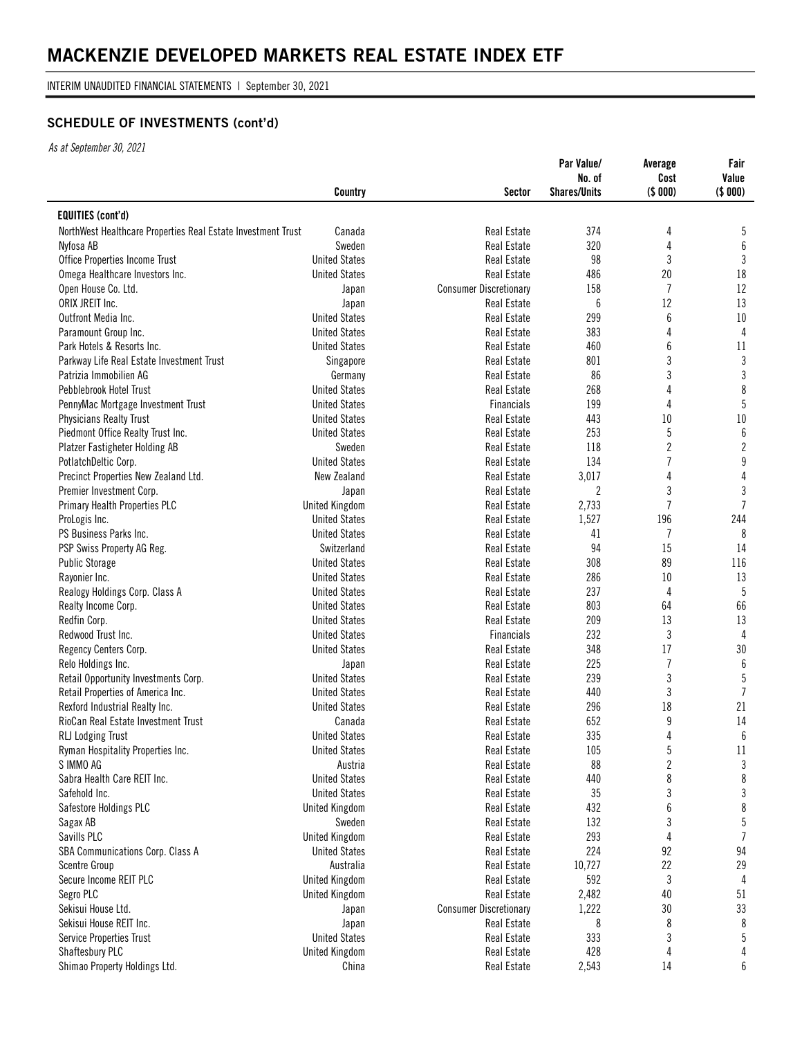# MACKENZIE DEVELOPED MARKETS REAL ESTATE INDEX ETF

INTERIM UNAUDITED FINANCIAL STATEMENTS | September 30, 2021

## SCHEDULE OF INVESTMENTS (cont'd)

*As at September 30, 2021*

| | Country | Sector | Par Value/ No. of Shares/Units | Average Cost ($ 000) | Fair Value ($ 000) |
|---|---|---|---|---|---|
| **EQUITIES (cont'd)** | | | | | |
| NorthWest Healthcare Properties Real Estate Investment Trust | Canada | Real Estate | 374 | 4 | 5 |
| Nyfosa AB | Sweden | Real Estate | 320 | 4 | 6 |
| Office Properties Income Trust | United States | Real Estate | 98 | 3 | 3 |
| Omega Healthcare Investors Inc. | United States | Real Estate | 486 | 20 | 18 |
| Open House Co. Ltd. | Japan | Consumer Discretionary | 158 | 7 | 12 |
| ORIX JREIT Inc. | Japan | Real Estate | 6 | 12 | 13 |
| Outfront Media Inc. | United States | Real Estate | 299 | 6 | 10 |
| Paramount Group Inc. | United States | Real Estate | 383 | 4 | 4 |
| Park Hotels & Resorts Inc. | United States | Real Estate | 460 | 6 | 11 |
| Parkway Life Real Estate Investment Trust | Singapore | Real Estate | 801 | 3 | 3 |
| Patrizia Immobilien AG | Germany | Real Estate | 86 | 3 | 3 |
| Pebblebrook Hotel Trust | United States | Real Estate | 268 | 4 | 8 |
| PennyMac Mortgage Investment Trust | United States | Financials | 199 | 4 | 5 |
| Physicians Realty Trust | United States | Real Estate | 443 | 10 | 10 |
| Piedmont Office Realty Trust Inc. | United States | Real Estate | 253 | 5 | 6 |
| Platzer Fastigheter Holding AB | Sweden | Real Estate | 118 | 2 | 2 |
| PotlatchDeltic Corp. | United States | Real Estate | 134 | 7 | 9 |
| Precinct Properties New Zealand Ltd. | New Zealand | Real Estate | 3,017 | 4 | 4 |
| Premier Investment Corp. | Japan | Real Estate | 2 | 3 | 3 |
| Primary Health Properties PLC | United Kingdom | Real Estate | 2,733 | 7 | 7 |
| ProLogis Inc. | United States | Real Estate | 1,527 | 196 | 244 |
| PS Business Parks Inc. | United States | Real Estate | 41 | 7 | 8 |
| PSP Swiss Property AG Reg. | Switzerland | Real Estate | 94 | 15 | 14 |
| Public Storage | United States | Real Estate | 308 | 89 | 116 |
| Rayonier Inc. | United States | Real Estate | 286 | 10 | 13 |
| Realogy Holdings Corp. Class A | United States | Real Estate | 237 | 4 | 5 |
| Realty Income Corp. | United States | Real Estate | 803 | 64 | 66 |
| Redfin Corp. | United States | Real Estate | 209 | 13 | 13 |
| Redwood Trust Inc. | United States | Financials | 232 | 3 | 4 |
| Regency Centers Corp. | United States | Real Estate | 348 | 17 | 30 |
| Relo Holdings Inc. | Japan | Real Estate | 225 | 7 | 6 |
| Retail Opportunity Investments Corp. | United States | Real Estate | 239 | 3 | 5 |
| Retail Properties of America Inc. | United States | Real Estate | 440 | 3 | 7 |
| Rexford Industrial Realty Inc. | United States | Real Estate | 296 | 18 | 21 |
| RioCan Real Estate Investment Trust | Canada | Real Estate | 652 | 9 | 14 |
| RLJ Lodging Trust | United States | Real Estate | 335 | 4 | 6 |
| Ryman Hospitality Properties Inc. | United States | Real Estate | 105 | 5 | 11 |
| S IMMO AG | Austria | Real Estate | 88 | 2 | 3 |
| Sabra Health Care REIT Inc. | United States | Real Estate | 440 | 8 | 8 |
| Safehold Inc. | United States | Real Estate | 35 | 3 | 3 |
| Safestore Holdings PLC | United Kingdom | Real Estate | 432 | 6 | 8 |
| Sagax AB | Sweden | Real Estate | 132 | 3 | 5 |
| Savills PLC | United Kingdom | Real Estate | 293 | 4 | 7 |
| SBA Communications Corp. Class A | United States | Real Estate | 224 | 92 | 94 |
| Scentre Group | Australia | Real Estate | 10,727 | 22 | 29 |
| Secure Income REIT PLC | United Kingdom | Real Estate | 592 | 3 | 4 |
| Segro PLC | United Kingdom | Real Estate | 2,482 | 40 | 51 |
| Sekisui House Ltd. | Japan | Consumer Discretionary | 1,222 | 30 | 33 |
| Sekisui House REIT Inc. | Japan | Real Estate | 8 | 8 | 8 |
| Service Properties Trust | United States | Real Estate | 333 | 3 | 5 |
| Shaftesbury PLC | United Kingdom | Real Estate | 428 | 4 | 4 |
| Shimao Property Holdings Ltd. | China | Real Estate | 2,543 | 14 | 6 |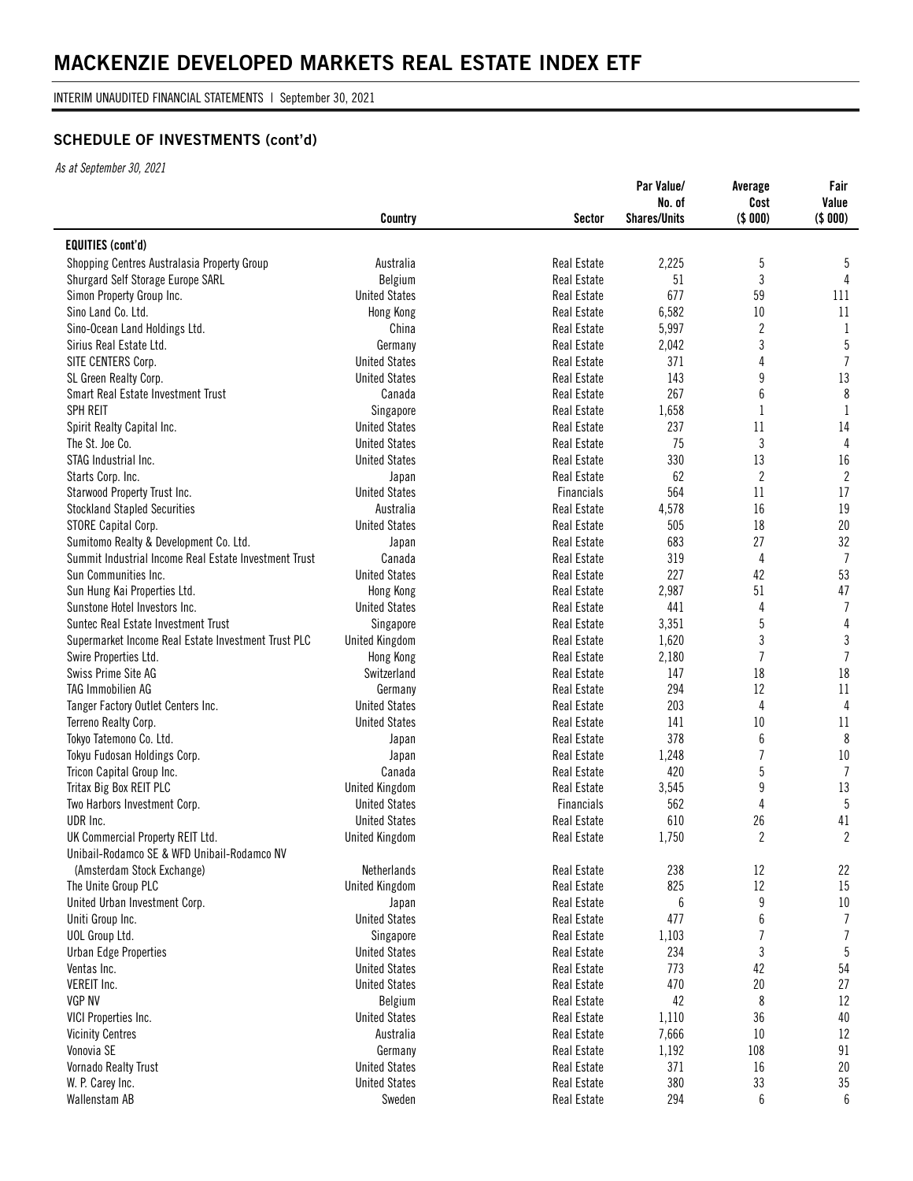# MACKENZIE DEVELOPED MARKETS REAL ESTATE INDEX ETF

INTERIM UNAUDITED FINANCIAL STATEMENTS | September 30, 2021

## SCHEDULE OF INVESTMENTS (cont'd)

*As at September 30, 2021*

| | Country | Sector | Par Value/ No. of Shares/Units | Average Cost ($ 000) | Fair Value ($ 000) |
|---|---|---|---|---|---|
| **EQUITIES (cont'd)** | | | | | |
| Shopping Centres Australasia Property Group | Australia | Real Estate | 2,225 | 5 | 5 |
| Shurgard Self Storage Europe SARL | Belgium | Real Estate | 51 | 3 | 4 |
| Simon Property Group Inc. | United States | Real Estate | 677 | 59 | 111 |
| Sino Land Co. Ltd. | Hong Kong | Real Estate | 6,582 | 10 | 11 |
| Sino-Ocean Land Holdings Ltd. | China | Real Estate | 5,997 | 2 | 1 |
| Sirius Real Estate Ltd. | Germany | Real Estate | 2,042 | 3 | 5 |
| SITE CENTERS Corp. | United States | Real Estate | 371 | 4 | 7 |
| SL Green Realty Corp. | United States | Real Estate | 143 | 9 | 13 |
| Smart Real Estate Investment Trust | Canada | Real Estate | 267 | 6 | 8 |
| SPH REIT | Singapore | Real Estate | 1,658 | 1 | 1 |
| Spirit Realty Capital Inc. | United States | Real Estate | 237 | 11 | 14 |
| The St. Joe Co. | United States | Real Estate | 75 | 3 | 4 |
| STAG Industrial Inc. | United States | Real Estate | 330 | 13 | 16 |
| Starts Corp. Inc. | Japan | Real Estate | 62 | 2 | 2 |
| Starwood Property Trust Inc. | United States | Financials | 564 | 11 | 17 |
| Stockland Stapled Securities | Australia | Real Estate | 4,578 | 16 | 19 |
| STORE Capital Corp. | United States | Real Estate | 505 | 18 | 20 |
| Sumitomo Realty & Development Co. Ltd. | Japan | Real Estate | 683 | 27 | 32 |
| Summit Industrial Income Real Estate Investment Trust | Canada | Real Estate | 319 | 4 | 7 |
| Sun Communities Inc. | United States | Real Estate | 227 | 42 | 53 |
| Sun Hung Kai Properties Ltd. | Hong Kong | Real Estate | 2,987 | 51 | 47 |
| Sunstone Hotel Investors Inc. | United States | Real Estate | 441 | 4 | 7 |
| Suntec Real Estate Investment Trust | Singapore | Real Estate | 3,351 | 5 | 4 |
| Supermarket Income Real Estate Investment Trust PLC | United Kingdom | Real Estate | 1,620 | 3 | 3 |
| Swire Properties Ltd. | Hong Kong | Real Estate | 2,180 | 7 | 7 |
| Swiss Prime Site AG | Switzerland | Real Estate | 147 | 18 | 18 |
| TAG Immobilien AG | Germany | Real Estate | 294 | 12 | 11 |
| Tanger Factory Outlet Centers Inc. | United States | Real Estate | 203 | 4 | 4 |
| Terreno Realty Corp. | United States | Real Estate | 141 | 10 | 11 |
| Tokyo Tatemono Co. Ltd. | Japan | Real Estate | 378 | 6 | 8 |
| Tokyu Fudosan Holdings Corp. | Japan | Real Estate | 1,248 | 7 | 10 |
| Tricon Capital Group Inc. | Canada | Real Estate | 420 | 5 | 7 |
| Tritax Big Box REIT PLC | United Kingdom | Real Estate | 3,545 | 9 | 13 |
| Two Harbors Investment Corp. | United States | Financials | 562 | 4 | 5 |
| UDR Inc. | United States | Real Estate | 610 | 26 | 41 |
| UK Commercial Property REIT Ltd. | United Kingdom | Real Estate | 1,750 | 2 | 2 |
| Unibail-Rodamco SE & WFD Unibail-Rodamco NV (Amsterdam Stock Exchange) | Netherlands | Real Estate | 238 | 12 | 22 |
| The Unite Group PLC | United Kingdom | Real Estate | 825 | 12 | 15 |
| United Urban Investment Corp. | Japan | Real Estate | 6 | 9 | 10 |
| Uniti Group Inc. | United States | Real Estate | 477 | 6 | 7 |
| UOL Group Ltd. | Singapore | Real Estate | 1,103 | 7 | 7 |
| Urban Edge Properties | United States | Real Estate | 234 | 3 | 5 |
| Ventas Inc. | United States | Real Estate | 773 | 42 | 54 |
| VEREIT Inc. | United States | Real Estate | 470 | 20 | 27 |
| VGP NV | Belgium | Real Estate | 42 | 8 | 12 |
| VICI Properties Inc. | United States | Real Estate | 1,110 | 36 | 40 |
| Vicinity Centres | Australia | Real Estate | 7,666 | 10 | 12 |
| Vonovia SE | Germany | Real Estate | 1,192 | 108 | 91 |
| Vornado Realty Trust | United States | Real Estate | 371 | 16 | 20 |
| W. P. Carey Inc. | United States | Real Estate | 380 | 33 | 35 |
| Wallenstam AB | Sweden | Real Estate | 294 | 6 | 6 |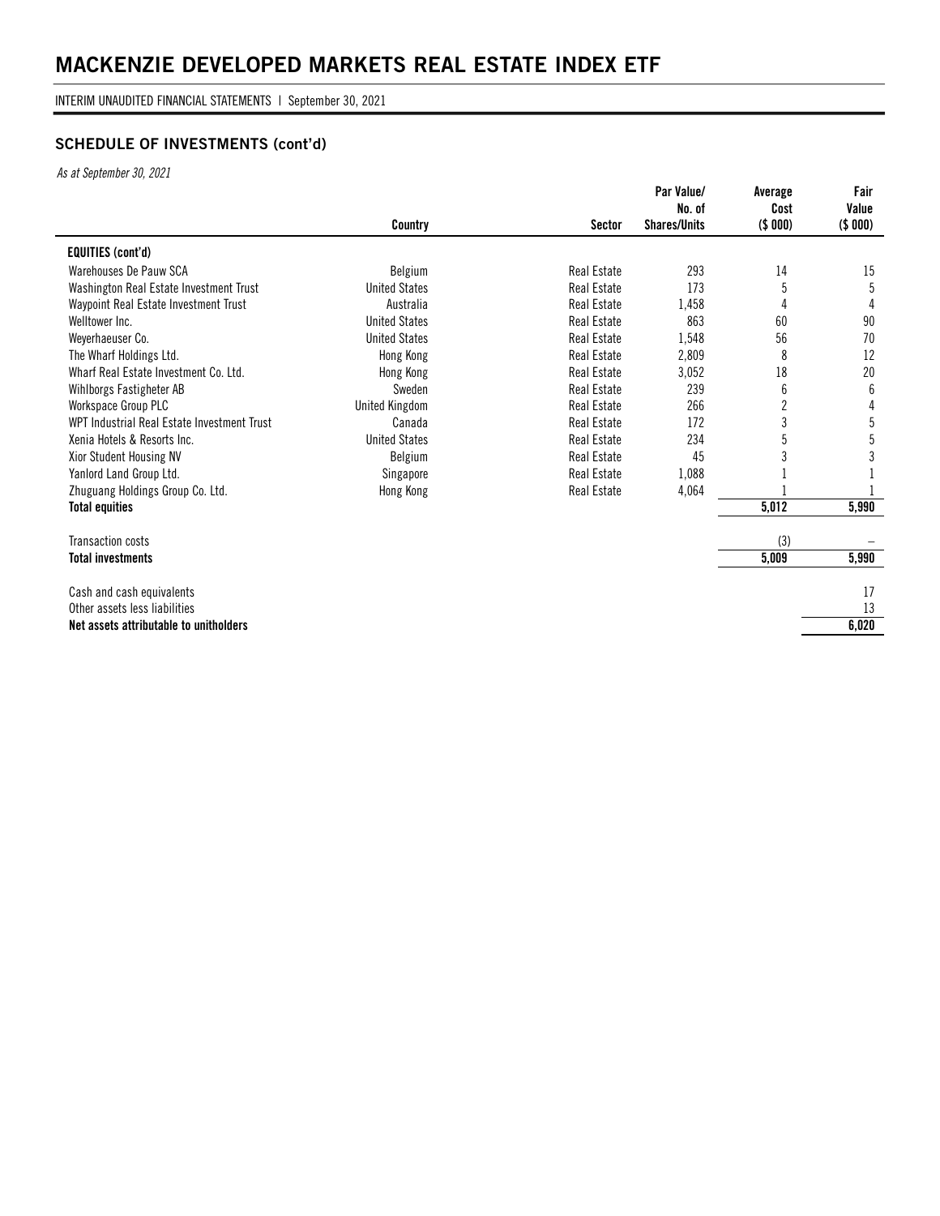# MACKENZIE DEVELOPED MARKETS REAL ESTATE INDEX ETF

INTERIM UNAUDITED FINANCIAL STATEMENTS | September 30, 2021

## SCHEDULE OF INVESTMENTS (cont'd)

*As at September 30, 2021*

| | Country | Sector | Par Value/ No. of Shares/Units | Average Cost ($ 000) | Fair Value ($ 000) |
|---|---|---|---|---|---|
| **EQUITIES (cont'd)** | | | | | |
| Warehouses De Pauw SCA | Belgium | Real Estate | 293 | 14 | 15 |
| Washington Real Estate Investment Trust | United States | Real Estate | 173 | 5 | 5 |
| Waypoint Real Estate Investment Trust | Australia | Real Estate | 1,458 | 4 | 4 |
| Welltower Inc. | United States | Real Estate | 863 | 60 | 90 |
| Weyerhaeuser Co. | United States | Real Estate | 1,548 | 56 | 70 |
| The Wharf Holdings Ltd. | Hong Kong | Real Estate | 2,809 | 8 | 12 |
| Wharf Real Estate Investment Co. Ltd. | Hong Kong | Real Estate | 3,052 | 18 | 20 |
| Wihlborgs Fastigheter AB | Sweden | Real Estate | 239 | 6 | 6 |
| Workspace Group PLC | United Kingdom | Real Estate | 266 | 2 | 4 |
| WPT Industrial Real Estate Investment Trust | Canada | Real Estate | 172 | 3 | 5 |
| Xenia Hotels & Resorts Inc. | United States | Real Estate | 234 | 5 | 5 |
| Xior Student Housing NV | Belgium | Real Estate | 45 | 3 | 3 |
| Yanlord Land Group Ltd. | Singapore | Real Estate | 1,088 | 1 | 1 |
| Zhuguang Holdings Group Co. Ltd. | Hong Kong | Real Estate | 4,064 | 1 | 1 |
| **Total equities** | | | | **5,012** | **5,990** |
| | | | | | |
| Transaction costs | | | | (3) | – |
| **Total investments** | | | | **5,009** | **5,990** |
| | | | | | |
| Cash and cash equivalents | | | | | 17 |
| Other assets less liabilities | | | | | 13 |
| **Net assets attributable to unitholders** | | | | | **6,020** |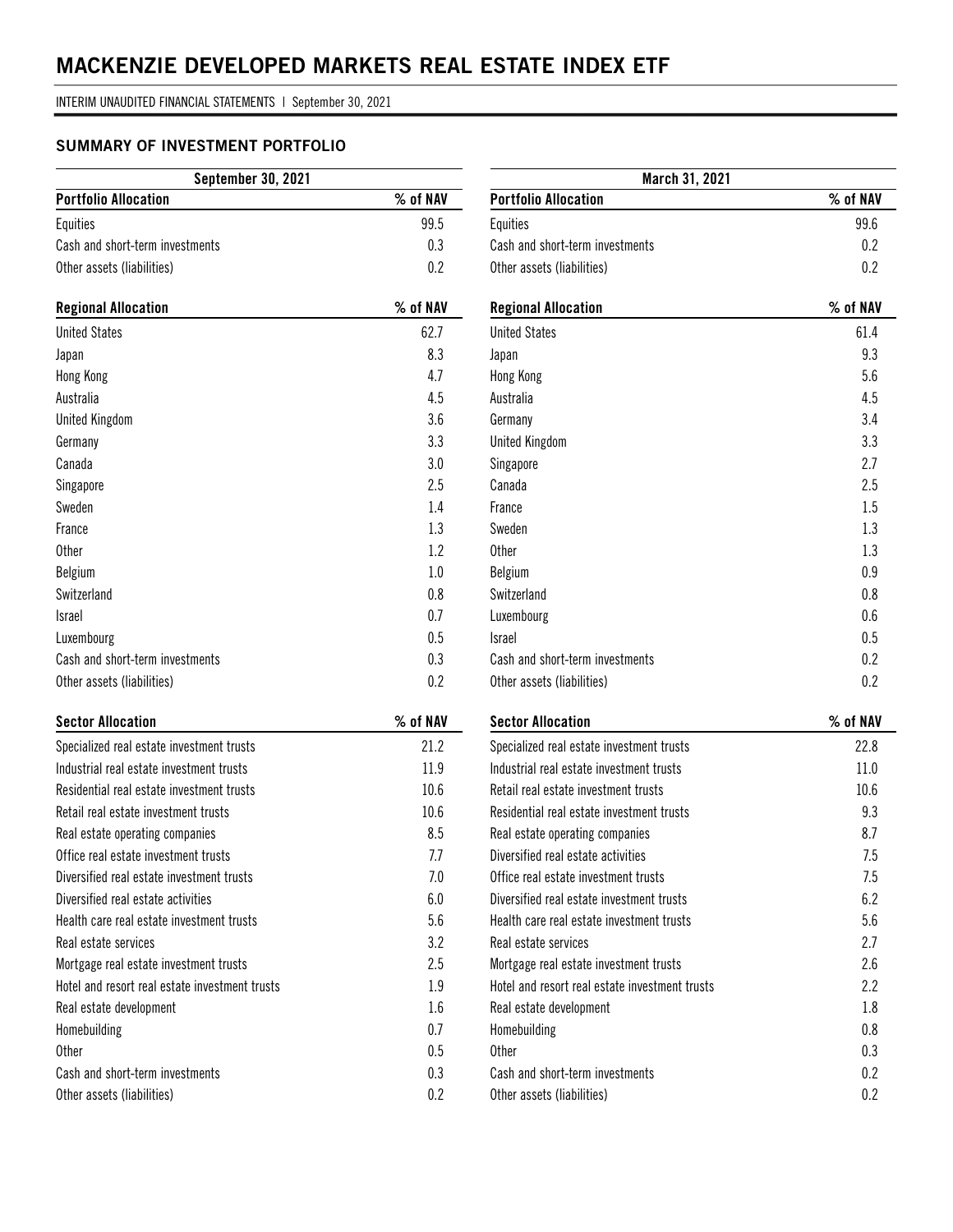# MACKENZIE DEVELOPED MARKETS REAL ESTATE INDEX ETF

INTERIM UNAUDITED FINANCIAL STATEMENTS | September 30, 2021

## SUMMARY OF INVESTMENT PORTFOLIO

**September 30, 2021**

| Portfolio Allocation | % of NAV |
|---|---|
| Equities | 99.5 |
| Cash and short-term investments | 0.3 |
| Other assets (liabilities) | 0.2 |

| Regional Allocation | % of NAV |
|---|---|
| United States | 62.7 |
| Japan | 8.3 |
| Hong Kong | 4.7 |
| Australia | 4.5 |
| United Kingdom | 3.6 |
| Germany | 3.3 |
| Canada | 3.0 |
| Singapore | 2.5 |
| Sweden | 1.4 |
| France | 1.3 |
| Other | 1.2 |
| Belgium | 1.0 |
| Switzerland | 0.8 |
| Israel | 0.7 |
| Luxembourg | 0.5 |
| Cash and short-term investments | 0.3 |
| Other assets (liabilities) | 0.2 |

| Sector Allocation | % of NAV |
|---|---|
| Specialized real estate investment trusts | 21.2 |
| Industrial real estate investment trusts | 11.9 |
| Residential real estate investment trusts | 10.6 |
| Retail real estate investment trusts | 10.6 |
| Real estate operating companies | 8.5 |
| Office real estate investment trusts | 7.7 |
| Diversified real estate investment trusts | 7.0 |
| Diversified real estate activities | 6.0 |
| Health care real estate investment trusts | 5.6 |
| Real estate services | 3.2 |
| Mortgage real estate investment trusts | 2.5 |
| Hotel and resort real estate investment trusts | 1.9 |
| Real estate development | 1.6 |
| Homebuilding | 0.7 |
| Other | 0.5 |
| Cash and short-term investments | 0.3 |
| Other assets (liabilities) | 0.2 |

**March 31, 2021**

| Portfolio Allocation | % of NAV |
|---|---|
| Equities | 99.6 |
| Cash and short-term investments | 0.2 |
| Other assets (liabilities) | 0.2 |

| Regional Allocation | % of NAV |
|---|---|
| United States | 61.4 |
| Japan | 9.3 |
| Hong Kong | 5.6 |
| Australia | 4.5 |
| Germany | 3.4 |
| United Kingdom | 3.3 |
| Singapore | 2.7 |
| Canada | 2.5 |
| France | 1.5 |
| Sweden | 1.3 |
| Other | 1.3 |
| Belgium | 0.9 |
| Switzerland | 0.8 |
| Luxembourg | 0.6 |
| Israel | 0.5 |
| Cash and short-term investments | 0.2 |
| Other assets (liabilities) | 0.2 |

| Sector Allocation | % of NAV |
|---|---|
| Specialized real estate investment trusts | 22.8 |
| Industrial real estate investment trusts | 11.0 |
| Retail real estate investment trusts | 10.6 |
| Residential real estate investment trusts | 9.3 |
| Real estate operating companies | 8.7 |
| Diversified real estate activities | 7.5 |
| Office real estate investment trusts | 7.5 |
| Diversified real estate investment trusts | 6.2 |
| Health care real estate investment trusts | 5.6 |
| Real estate services | 2.7 |
| Mortgage real estate investment trusts | 2.6 |
| Hotel and resort real estate investment trusts | 2.2 |
| Real estate development | 1.8 |
| Homebuilding | 0.8 |
| Other | 0.3 |
| Cash and short-term investments | 0.2 |
| Other assets (liabilities) | 0.2 |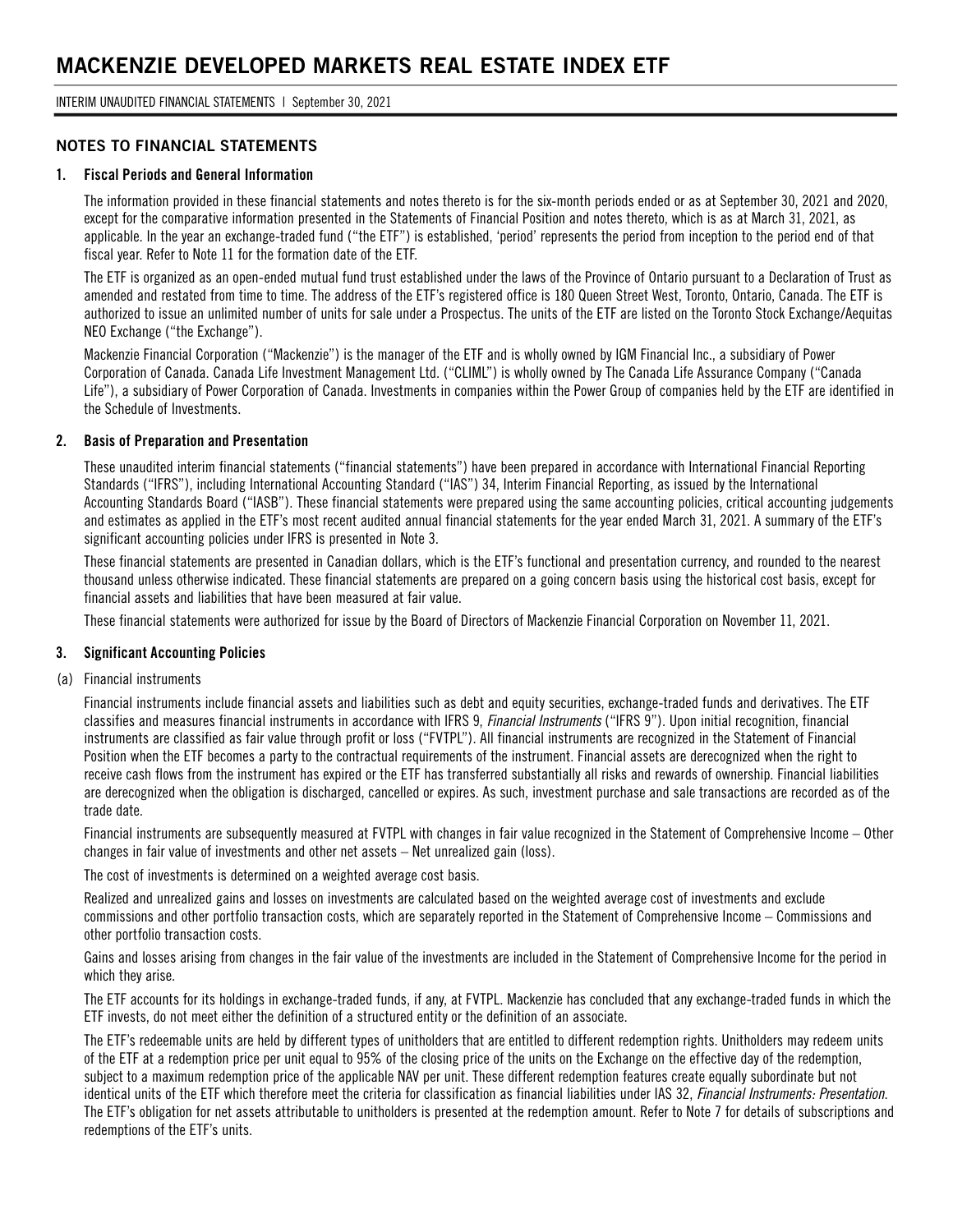## NOTES TO FINANCIAL STATEMENTS

### 1. Fiscal Periods and General Information

The information provided in these financial statements and notes thereto is for the six-month periods ended or as at September 30, 2021 and 2020, except for the comparative information presented in the Statements of Financial Position and notes thereto, which is as at March 31, 2021, as applicable. In the year an exchange-traded fund ("the ETF") is established, 'period' represents the period from inception to the period end of that fiscal year. Refer to Note 11 for the formation date of the ETF.

The ETF is organized as an open-ended mutual fund trust established under the laws of the Province of Ontario pursuant to a Declaration of Trust as amended and restated from time to time. The address of the ETF's registered office is 180 Queen Street West, Toronto, Ontario, Canada. The ETF is authorized to issue an unlimited number of units for sale under a Prospectus. The units of the ETF are listed on the Toronto Stock Exchange/Aequitas NEO Exchange ("the Exchange").

Mackenzie Financial Corporation ("Mackenzie") is the manager of the ETF and is wholly owned by IGM Financial Inc., a subsidiary of Power Corporation of Canada. Canada Life Investment Management Ltd. ("CLIML") is wholly owned by The Canada Life Assurance Company ("Canada Life"), a subsidiary of Power Corporation of Canada. Investments in companies within the Power Group of companies held by the ETF are identified in the Schedule of Investments.

### 2. Basis of Preparation and Presentation

These unaudited interim financial statements ("financial statements") have been prepared in accordance with International Financial Reporting Standards ("IFRS"), including International Accounting Standard ("IAS") 34, Interim Financial Reporting, as issued by the International Accounting Standards Board ("IASB"). These financial statements were prepared using the same accounting policies, critical accounting judgements and estimates as applied in the ETF's most recent audited annual financial statements for the year ended March 31, 2021. A summary of the ETF's significant accounting policies under IFRS is presented in Note 3.

These financial statements are presented in Canadian dollars, which is the ETF's functional and presentation currency, and rounded to the nearest thousand unless otherwise indicated. These financial statements are prepared on a going concern basis using the historical cost basis, except for financial assets and liabilities that have been measured at fair value.

These financial statements were authorized for issue by the Board of Directors of Mackenzie Financial Corporation on November 11, 2021.

### 3. Significant Accounting Policies

(a) Financial instruments

Financial instruments include financial assets and liabilities such as debt and equity securities, exchange-traded funds and derivatives. The ETF classifies and measures financial instruments in accordance with IFRS 9, *Financial Instruments* ("IFRS 9"). Upon initial recognition, financial instruments are classified as fair value through profit or loss ("FVTPL"). All financial instruments are recognized in the Statement of Financial Position when the ETF becomes a party to the contractual requirements of the instrument. Financial assets are derecognized when the right to receive cash flows from the instrument has expired or the ETF has transferred substantially all risks and rewards of ownership. Financial liabilities are derecognized when the obligation is discharged, cancelled or expires. As such, investment purchase and sale transactions are recorded as of the trade date.

Financial instruments are subsequently measured at FVTPL with changes in fair value recognized in the Statement of Comprehensive Income – Other changes in fair value of investments and other net assets – Net unrealized gain (loss).

The cost of investments is determined on a weighted average cost basis.

Realized and unrealized gains and losses on investments are calculated based on the weighted average cost of investments and exclude commissions and other portfolio transaction costs, which are separately reported in the Statement of Comprehensive Income – Commissions and other portfolio transaction costs.

Gains and losses arising from changes in the fair value of the investments are included in the Statement of Comprehensive Income for the period in which they arise.

The ETF accounts for its holdings in exchange-traded funds, if any, at FVTPL. Mackenzie has concluded that any exchange-traded funds in which the ETF invests, do not meet either the definition of a structured entity or the definition of an associate.

The ETF's redeemable units are held by different types of unitholders that are entitled to different redemption rights. Unitholders may redeem units of the ETF at a redemption price per unit equal to 95% of the closing price of the units on the Exchange on the effective day of the redemption, subject to a maximum redemption price of the applicable NAV per unit. These different redemption features create equally subordinate but not identical units of the ETF which therefore meet the criteria for classification as financial liabilities under IAS 32, *Financial Instruments: Presentation*. The ETF's obligation for net assets attributable to unitholders is presented at the redemption amount. Refer to Note 7 for details of subscriptions and redemptions of the ETF's units.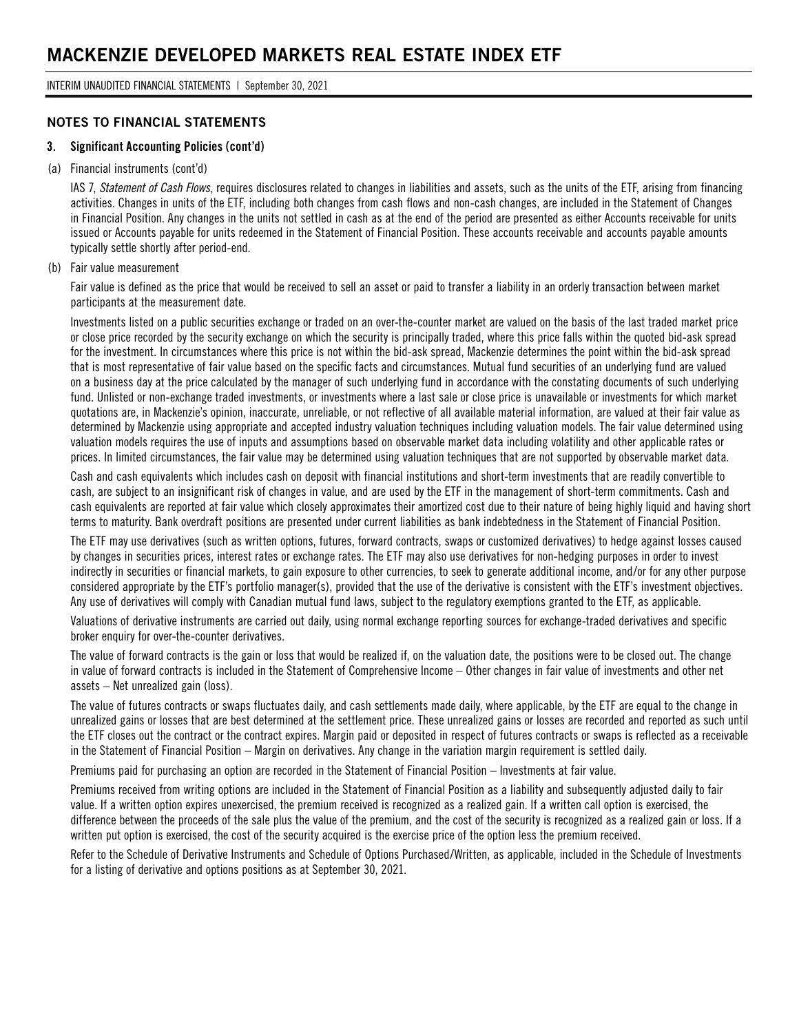## NOTES TO FINANCIAL STATEMENTS

### 3. Significant Accounting Policies (cont'd)

(a) Financial instruments (cont'd)

IAS 7, *Statement of Cash Flows*, requires disclosures related to changes in liabilities and assets, such as the units of the ETF, arising from financing activities. Changes in units of the ETF, including both changes from cash flows and non-cash changes, are included in the Statement of Changes in Financial Position. Any changes in the units not settled in cash as at the end of the period are presented as either Accounts receivable for units issued or Accounts payable for units redeemed in the Statement of Financial Position. These accounts receivable and accounts payable amounts typically settle shortly after period-end.

(b) Fair value measurement

Fair value is defined as the price that would be received to sell an asset or paid to transfer a liability in an orderly transaction between market participants at the measurement date.

Investments listed on a public securities exchange or traded on an over-the-counter market are valued on the basis of the last traded market price or close price recorded by the security exchange on which the security is principally traded, where this price falls within the quoted bid-ask spread for the investment. In circumstances where this price is not within the bid-ask spread, Mackenzie determines the point within the bid-ask spread that is most representative of fair value based on the specific facts and circumstances. Mutual fund securities of an underlying fund are valued on a business day at the price calculated by the manager of such underlying fund in accordance with the constating documents of such underlying fund. Unlisted or non-exchange traded investments, or investments where a last sale or close price is unavailable or investments for which market quotations are, in Mackenzie's opinion, inaccurate, unreliable, or not reflective of all available material information, are valued at their fair value as determined by Mackenzie using appropriate and accepted industry valuation techniques including valuation models. The fair value determined using valuation models requires the use of inputs and assumptions based on observable market data including volatility and other applicable rates or prices. In limited circumstances, the fair value may be determined using valuation techniques that are not supported by observable market data.

Cash and cash equivalents which includes cash on deposit with financial institutions and short-term investments that are readily convertible to cash, are subject to an insignificant risk of changes in value, and are used by the ETF in the management of short-term commitments. Cash and cash equivalents are reported at fair value which closely approximates their amortized cost due to their nature of being highly liquid and having short terms to maturity. Bank overdraft positions are presented under current liabilities as bank indebtedness in the Statement of Financial Position.

The ETF may use derivatives (such as written options, futures, forward contracts, swaps or customized derivatives) to hedge against losses caused by changes in securities prices, interest rates or exchange rates. The ETF may also use derivatives for non-hedging purposes in order to invest indirectly in securities or financial markets, to gain exposure to other currencies, to seek to generate additional income, and/or for any other purpose considered appropriate by the ETF's portfolio manager(s), provided that the use of the derivative is consistent with the ETF's investment objectives. Any use of derivatives will comply with Canadian mutual fund laws, subject to the regulatory exemptions granted to the ETF, as applicable.

Valuations of derivative instruments are carried out daily, using normal exchange reporting sources for exchange-traded derivatives and specific broker enquiry for over-the-counter derivatives.

The value of forward contracts is the gain or loss that would be realized if, on the valuation date, the positions were to be closed out. The change in value of forward contracts is included in the Statement of Comprehensive Income – Other changes in fair value of investments and other net assets – Net unrealized gain (loss).

The value of futures contracts or swaps fluctuates daily, and cash settlements made daily, where applicable, by the ETF are equal to the change in unrealized gains or losses that are best determined at the settlement price. These unrealized gains or losses are recorded and reported as such until the ETF closes out the contract or the contract expires. Margin paid or deposited in respect of futures contracts or swaps is reflected as a receivable in the Statement of Financial Position – Margin on derivatives. Any change in the variation margin requirement is settled daily.

Premiums paid for purchasing an option are recorded in the Statement of Financial Position – Investments at fair value.

Premiums received from writing options are included in the Statement of Financial Position as a liability and subsequently adjusted daily to fair value. If a written option expires unexercised, the premium received is recognized as a realized gain. If a written call option is exercised, the difference between the proceeds of the sale plus the value of the premium, and the cost of the security is recognized as a realized gain or loss. If a written put option is exercised, the cost of the security acquired is the exercise price of the option less the premium received.

Refer to the Schedule of Derivative Instruments and Schedule of Options Purchased/Written, as applicable, included in the Schedule of Investments for a listing of derivative and options positions as at September 30, 2021.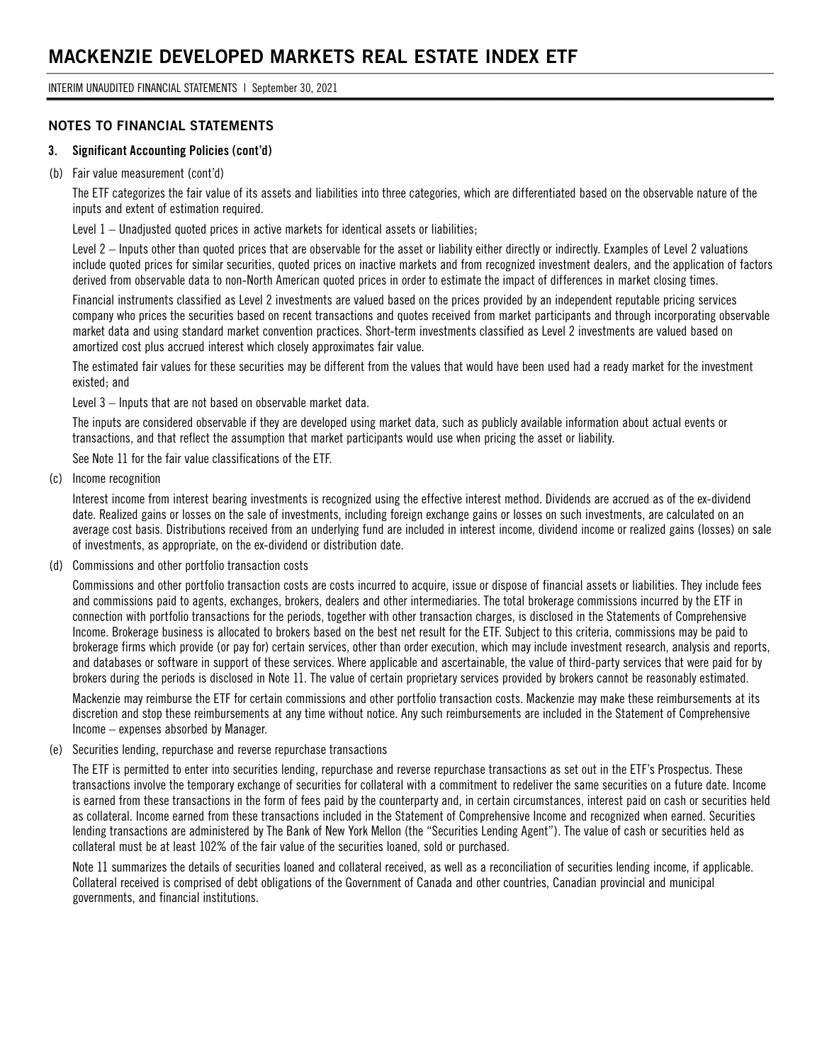## NOTES TO FINANCIAL STATEMENTS

### 3. Significant Accounting Policies (cont'd)

(b) Fair value measurement (cont'd)

The ETF categorizes the fair value of its assets and liabilities into three categories, which are differentiated based on the observable nature of the inputs and extent of estimation required.

Level 1 – Unadjusted quoted prices in active markets for identical assets or liabilities;

Level 2 – Inputs other than quoted prices that are observable for the asset or liability either directly or indirectly. Examples of Level 2 valuations include quoted prices for similar securities, quoted prices on inactive markets and from recognized investment dealers, and the application of factors derived from observable data to non-North American quoted prices in order to estimate the impact of differences in market closing times.

Financial instruments classified as Level 2 investments are valued based on the prices provided by an independent reputable pricing services company who prices the securities based on recent transactions and quotes received from market participants and through incorporating observable market data and using standard market convention practices. Short-term investments classified as Level 2 investments are valued based on amortized cost plus accrued interest which closely approximates fair value.

The estimated fair values for these securities may be different from the values that would have been used had a ready market for the investment existed; and

Level 3 – Inputs that are not based on observable market data.

The inputs are considered observable if they are developed using market data, such as publicly available information about actual events or transactions, and that reflect the assumption that market participants would use when pricing the asset or liability.

See Note 11 for the fair value classifications of the ETF.

(c) Income recognition

Interest income from interest bearing investments is recognized using the effective interest method. Dividends are accrued as of the ex-dividend date. Realized gains or losses on the sale of investments, including foreign exchange gains or losses on such investments, are calculated on an average cost basis. Distributions received from an underlying fund are included in interest income, dividend income or realized gains (losses) on sale of investments, as appropriate, on the ex-dividend or distribution date.

(d) Commissions and other portfolio transaction costs

Commissions and other portfolio transaction costs are costs incurred to acquire, issue or dispose of financial assets or liabilities. They include fees and commissions paid to agents, exchanges, brokers, dealers and other intermediaries. The total brokerage commissions incurred by the ETF in connection with portfolio transactions for the periods, together with other transaction charges, is disclosed in the Statements of Comprehensive Income. Brokerage business is allocated to brokers based on the best net result for the ETF. Subject to this criteria, commissions may be paid to brokerage firms which provide (or pay for) certain services, other than order execution, which may include investment research, analysis and reports, and databases or software in support of these services. Where applicable and ascertainable, the value of third-party services that were paid for by brokers during the periods is disclosed in Note 11. The value of certain proprietary services provided by brokers cannot be reasonably estimated.

Mackenzie may reimburse the ETF for certain commissions and other portfolio transaction costs. Mackenzie may make these reimbursements at its discretion and stop these reimbursements at any time without notice. Any such reimbursements are included in the Statement of Comprehensive Income – expenses absorbed by Manager.

(e) Securities lending, repurchase and reverse repurchase transactions

The ETF is permitted to enter into securities lending, repurchase and reverse repurchase transactions as set out in the ETF's Prospectus. These transactions involve the temporary exchange of securities for collateral with a commitment to redeliver the same securities on a future date. Income is earned from these transactions in the form of fees paid by the counterparty and, in certain circumstances, interest paid on cash or securities held as collateral. Income earned from these transactions included in the Statement of Comprehensive Income and recognized when earned. Securities lending transactions are administered by The Bank of New York Mellon (the "Securities Lending Agent"). The value of cash or securities held as collateral must be at least 102% of the fair value of the securities loaned, sold or purchased.

Note 11 summarizes the details of securities loaned and collateral received, as well as a reconciliation of securities lending income, if applicable. Collateral received is comprised of debt obligations of the Government of Canada and other countries, Canadian provincial and municipal governments, and financial institutions.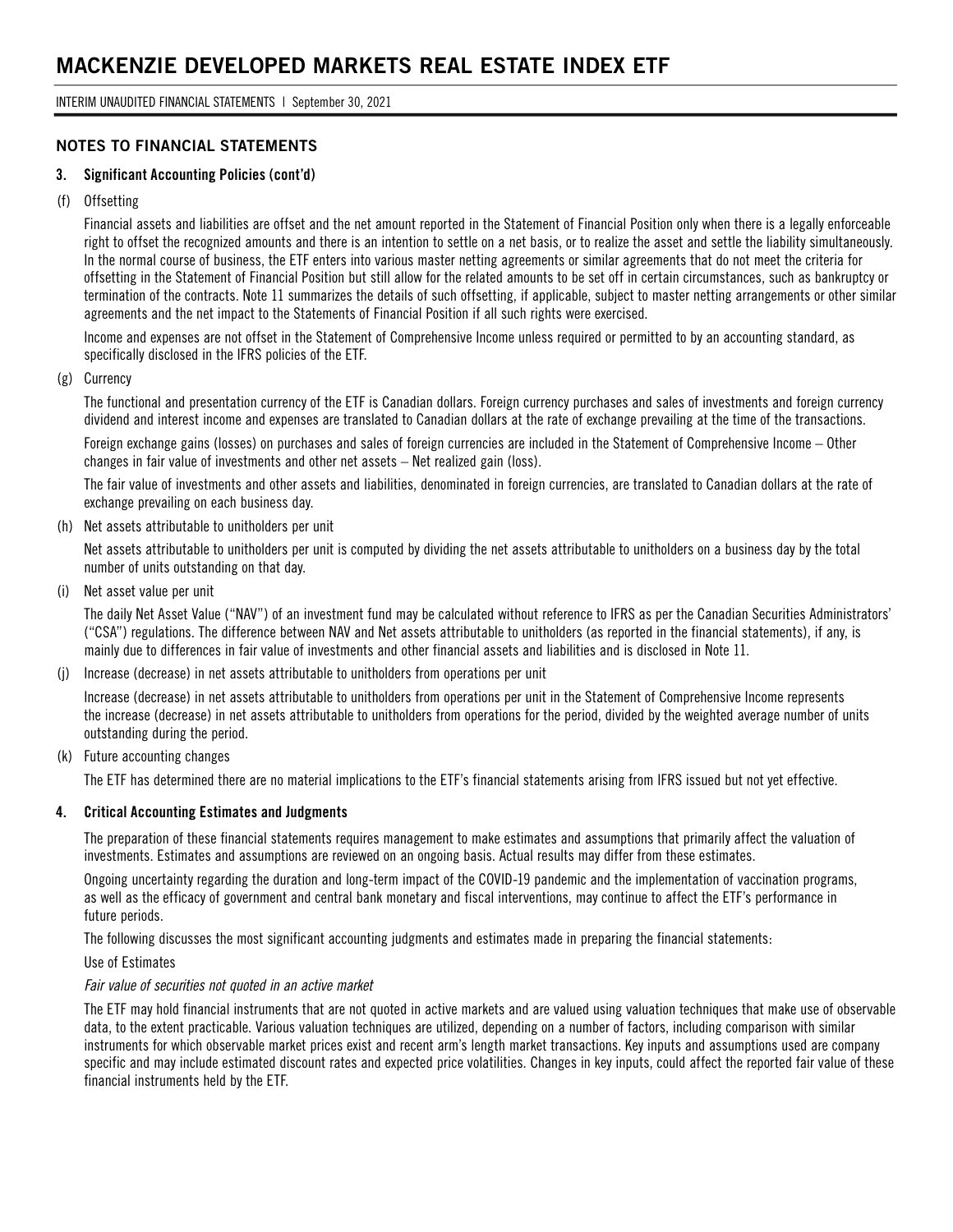## NOTES TO FINANCIAL STATEMENTS

### 3. Significant Accounting Policies (cont'd)

(f) Offsetting

Financial assets and liabilities are offset and the net amount reported in the Statement of Financial Position only when there is a legally enforceable right to offset the recognized amounts and there is an intention to settle on a net basis, or to realize the asset and settle the liability simultaneously. In the normal course of business, the ETF enters into various master netting agreements or similar agreements that do not meet the criteria for offsetting in the Statement of Financial Position but still allow for the related amounts to be set off in certain circumstances, such as bankruptcy or termination of the contracts. Note 11 summarizes the details of such offsetting, if applicable, subject to master netting arrangements or other similar agreements and the net impact to the Statements of Financial Position if all such rights were exercised.

Income and expenses are not offset in the Statement of Comprehensive Income unless required or permitted to by an accounting standard, as specifically disclosed in the IFRS policies of the ETF.

(g) Currency

The functional and presentation currency of the ETF is Canadian dollars. Foreign currency purchases and sales of investments and foreign currency dividend and interest income and expenses are translated to Canadian dollars at the rate of exchange prevailing at the time of the transactions.

Foreign exchange gains (losses) on purchases and sales of foreign currencies are included in the Statement of Comprehensive Income – Other changes in fair value of investments and other net assets – Net realized gain (loss).

The fair value of investments and other assets and liabilities, denominated in foreign currencies, are translated to Canadian dollars at the rate of exchange prevailing on each business day.

(h) Net assets attributable to unitholders per unit

Net assets attributable to unitholders per unit is computed by dividing the net assets attributable to unitholders on a business day by the total number of units outstanding on that day.

(i) Net asset value per unit

The daily Net Asset Value ("NAV") of an investment fund may be calculated without reference to IFRS as per the Canadian Securities Administrators' ("CSA") regulations. The difference between NAV and Net assets attributable to unitholders (as reported in the financial statements), if any, is mainly due to differences in fair value of investments and other financial assets and liabilities and is disclosed in Note 11.

(j) Increase (decrease) in net assets attributable to unitholders from operations per unit

Increase (decrease) in net assets attributable to unitholders from operations per unit in the Statement of Comprehensive Income represents the increase (decrease) in net assets attributable to unitholders from operations for the period, divided by the weighted average number of units outstanding during the period.

(k) Future accounting changes

The ETF has determined there are no material implications to the ETF's financial statements arising from IFRS issued but not yet effective.

### 4. Critical Accounting Estimates and Judgments

The preparation of these financial statements requires management to make estimates and assumptions that primarily affect the valuation of investments. Estimates and assumptions are reviewed on an ongoing basis. Actual results may differ from these estimates.

Ongoing uncertainty regarding the duration and long-term impact of the COVID-19 pandemic and the implementation of vaccination programs, as well as the efficacy of government and central bank monetary and fiscal interventions, may continue to affect the ETF's performance in future periods.

The following discusses the most significant accounting judgments and estimates made in preparing the financial statements:

Use of Estimates

*Fair value of securities not quoted in an active market*

The ETF may hold financial instruments that are not quoted in active markets and are valued using valuation techniques that make use of observable data, to the extent practicable. Various valuation techniques are utilized, depending on a number of factors, including comparison with similar instruments for which observable market prices exist and recent arm's length market transactions. Key inputs and assumptions used are company specific and may include estimated discount rates and expected price volatilities. Changes in key inputs, could affect the reported fair value of these financial instruments held by the ETF.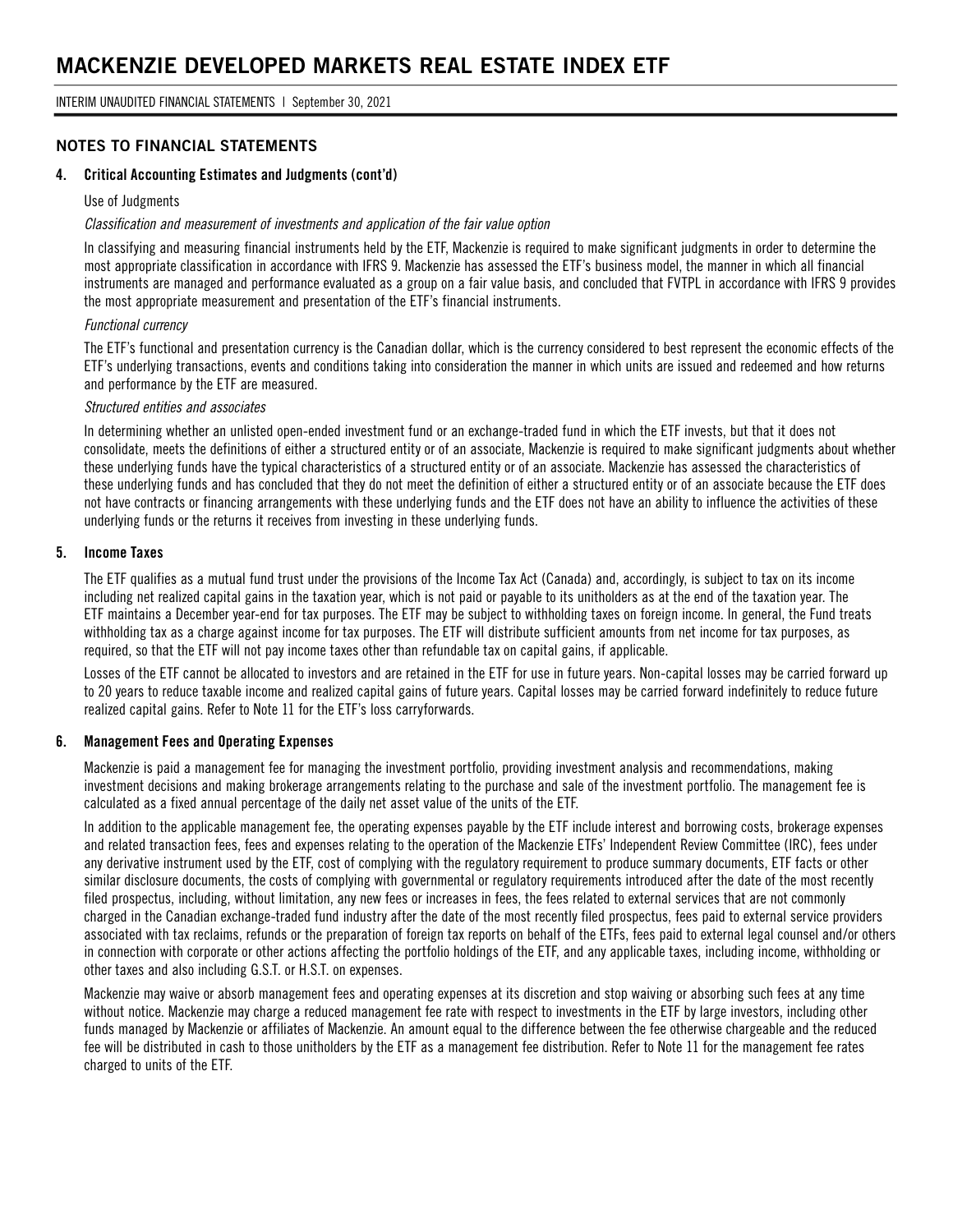## NOTES TO FINANCIAL STATEMENTS

### 4. Critical Accounting Estimates and Judgments (cont'd)

Use of Judgments

*Classification and measurement of investments and application of the fair value option*

In classifying and measuring financial instruments held by the ETF, Mackenzie is required to make significant judgments in order to determine the most appropriate classification in accordance with IFRS 9. Mackenzie has assessed the ETF's business model, the manner in which all financial instruments are managed and performance evaluated as a group on a fair value basis, and concluded that FVTPL in accordance with IFRS 9 provides the most appropriate measurement and presentation of the ETF's financial instruments.

*Functional currency*

The ETF's functional and presentation currency is the Canadian dollar, which is the currency considered to best represent the economic effects of the ETF's underlying transactions, events and conditions taking into consideration the manner in which units are issued and redeemed and how returns and performance by the ETF are measured.

*Structured entities and associates*

In determining whether an unlisted open-ended investment fund or an exchange-traded fund in which the ETF invests, but that it does not consolidate, meets the definitions of either a structured entity or of an associate, Mackenzie is required to make significant judgments about whether these underlying funds have the typical characteristics of a structured entity or of an associate. Mackenzie has assessed the characteristics of these underlying funds and has concluded that they do not meet the definition of either a structured entity or of an associate because the ETF does not have contracts or financing arrangements with these underlying funds and the ETF does not have an ability to influence the activities of these underlying funds or the returns it receives from investing in these underlying funds.

### 5. Income Taxes

The ETF qualifies as a mutual fund trust under the provisions of the Income Tax Act (Canada) and, accordingly, is subject to tax on its income including net realized capital gains in the taxation year, which is not paid or payable to its unitholders as at the end of the taxation year. The ETF maintains a December year-end for tax purposes. The ETF may be subject to withholding taxes on foreign income. In general, the Fund treats withholding tax as a charge against income for tax purposes. The ETF will distribute sufficient amounts from net income for tax purposes, as required, so that the ETF will not pay income taxes other than refundable tax on capital gains, if applicable.

Losses of the ETF cannot be allocated to investors and are retained in the ETF for use in future years. Non-capital losses may be carried forward up to 20 years to reduce taxable income and realized capital gains of future years. Capital losses may be carried forward indefinitely to reduce future realized capital gains. Refer to Note 11 for the ETF's loss carryforwards.

### 6. Management Fees and Operating Expenses

Mackenzie is paid a management fee for managing the investment portfolio, providing investment analysis and recommendations, making investment decisions and making brokerage arrangements relating to the purchase and sale of the investment portfolio. The management fee is calculated as a fixed annual percentage of the daily net asset value of the units of the ETF.

In addition to the applicable management fee, the operating expenses payable by the ETF include interest and borrowing costs, brokerage expenses and related transaction fees, fees and expenses relating to the operation of the Mackenzie ETFs' Independent Review Committee (IRC), fees under any derivative instrument used by the ETF, cost of complying with the regulatory requirement to produce summary documents, ETF facts or other similar disclosure documents, the costs of complying with governmental or regulatory requirements introduced after the date of the most recently filed prospectus, including, without limitation, any new fees or increases in fees, the fees related to external services that are not commonly charged in the Canadian exchange-traded fund industry after the date of the most recently filed prospectus, fees paid to external service providers associated with tax reclaims, refunds or the preparation of foreign tax reports on behalf of the ETFs, fees paid to external legal counsel and/or others in connection with corporate or other actions affecting the portfolio holdings of the ETF, and any applicable taxes, including income, withholding or other taxes and also including G.S.T. or H.S.T. on expenses.

Mackenzie may waive or absorb management fees and operating expenses at its discretion and stop waiving or absorbing such fees at any time without notice. Mackenzie may charge a reduced management fee rate with respect to investments in the ETF by large investors, including other funds managed by Mackenzie or affiliates of Mackenzie. An amount equal to the difference between the fee otherwise chargeable and the reduced fee will be distributed in cash to those unitholders by the ETF as a management fee distribution. Refer to Note 11 for the management fee rates charged to units of the ETF.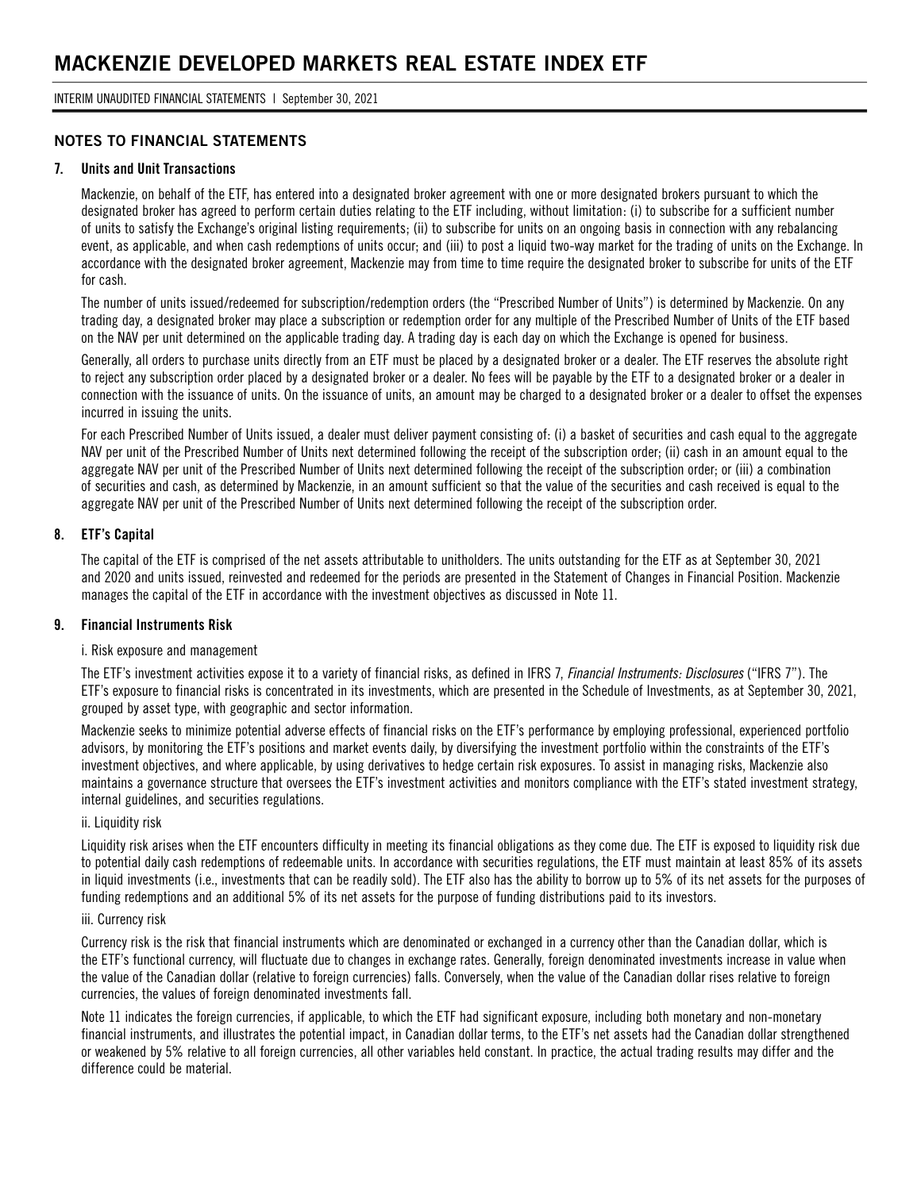## NOTES TO FINANCIAL STATEMENTS

### 7. Units and Unit Transactions

Mackenzie, on behalf of the ETF, has entered into a designated broker agreement with one or more designated brokers pursuant to which the designated broker has agreed to perform certain duties relating to the ETF including, without limitation: (i) to subscribe for a sufficient number of units to satisfy the Exchange's original listing requirements; (ii) to subscribe for units on an ongoing basis in connection with any rebalancing event, as applicable, and when cash redemptions of units occur; and (iii) to post a liquid two-way market for the trading of units on the Exchange. In accordance with the designated broker agreement, Mackenzie may from time to time require the designated broker to subscribe for units of the ETF for cash.

The number of units issued/redeemed for subscription/redemption orders (the "Prescribed Number of Units") is determined by Mackenzie. On any trading day, a designated broker may place a subscription or redemption order for any multiple of the Prescribed Number of Units of the ETF based on the NAV per unit determined on the applicable trading day. A trading day is each day on which the Exchange is opened for business.

Generally, all orders to purchase units directly from an ETF must be placed by a designated broker or a dealer. The ETF reserves the absolute right to reject any subscription order placed by a designated broker or a dealer. No fees will be payable by the ETF to a designated broker or a dealer in connection with the issuance of units. On the issuance of units, an amount may be charged to a designated broker or a dealer to offset the expenses incurred in issuing the units.

For each Prescribed Number of Units issued, a dealer must deliver payment consisting of: (i) a basket of securities and cash equal to the aggregate NAV per unit of the Prescribed Number of Units next determined following the receipt of the subscription order; (ii) cash in an amount equal to the aggregate NAV per unit of the Prescribed Number of Units next determined following the receipt of the subscription order; or (iii) a combination of securities and cash, as determined by Mackenzie, in an amount sufficient so that the value of the securities and cash received is equal to the aggregate NAV per unit of the Prescribed Number of Units next determined following the receipt of the subscription order.

### 8. ETF's Capital

The capital of the ETF is comprised of the net assets attributable to unitholders. The units outstanding for the ETF as at September 30, 2021 and 2020 and units issued, reinvested and redeemed for the periods are presented in the Statement of Changes in Financial Position. Mackenzie manages the capital of the ETF in accordance with the investment objectives as discussed in Note 11.

### 9. Financial Instruments Risk

i. Risk exposure and management

The ETF's investment activities expose it to a variety of financial risks, as defined in IFRS 7, *Financial Instruments: Disclosures* ("IFRS 7"). The ETF's exposure to financial risks is concentrated in its investments, which are presented in the Schedule of Investments, as at September 30, 2021, grouped by asset type, with geographic and sector information.

Mackenzie seeks to minimize potential adverse effects of financial risks on the ETF's performance by employing professional, experienced portfolio advisors, by monitoring the ETF's positions and market events daily, by diversifying the investment portfolio within the constraints of the ETF's investment objectives, and where applicable, by using derivatives to hedge certain risk exposures. To assist in managing risks, Mackenzie also maintains a governance structure that oversees the ETF's investment activities and monitors compliance with the ETF's stated investment strategy, internal guidelines, and securities regulations.

ii. Liquidity risk

Liquidity risk arises when the ETF encounters difficulty in meeting its financial obligations as they come due. The ETF is exposed to liquidity risk due to potential daily cash redemptions of redeemable units. In accordance with securities regulations, the ETF must maintain at least 85% of its assets in liquid investments (i.e., investments that can be readily sold). The ETF also has the ability to borrow up to 5% of its net assets for the purposes of funding redemptions and an additional 5% of its net assets for the purpose of funding distributions paid to its investors.

iii. Currency risk

Currency risk is the risk that financial instruments which are denominated or exchanged in a currency other than the Canadian dollar, which is the ETF's functional currency, will fluctuate due to changes in exchange rates. Generally, foreign denominated investments increase in value when the value of the Canadian dollar (relative to foreign currencies) falls. Conversely, when the value of the Canadian dollar rises relative to foreign currencies, the values of foreign denominated investments fall.

Note 11 indicates the foreign currencies, if applicable, to which the ETF had significant exposure, including both monetary and non-monetary financial instruments, and illustrates the potential impact, in Canadian dollar terms, to the ETF's net assets had the Canadian dollar strengthened or weakened by 5% relative to all foreign currencies, all other variables held constant. In practice, the actual trading results may differ and the difference could be material.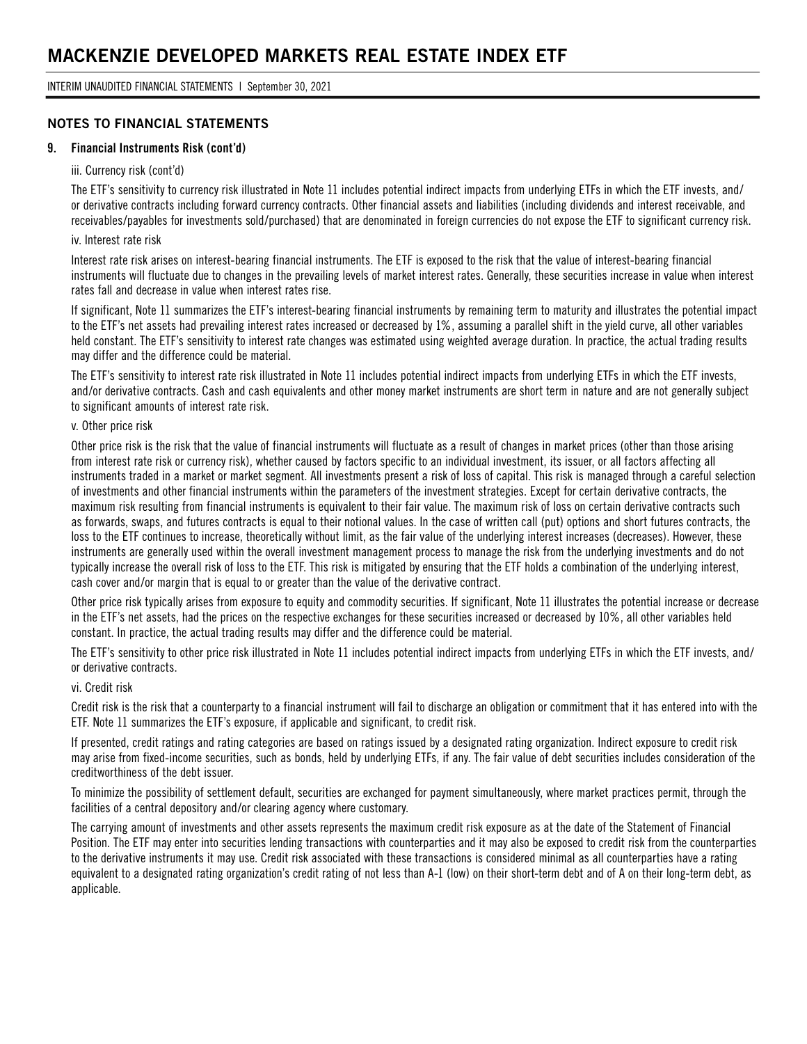## NOTES TO FINANCIAL STATEMENTS

### 9. Financial Instruments Risk (cont'd)

iii. Currency risk (cont'd)

The ETF's sensitivity to currency risk illustrated in Note 11 includes potential indirect impacts from underlying ETFs in which the ETF invests, and/or derivative contracts including forward currency contracts. Other financial assets and liabilities (including dividends and interest receivable, and receivables/payables for investments sold/purchased) that are denominated in foreign currencies do not expose the ETF to significant currency risk.

iv. Interest rate risk

Interest rate risk arises on interest-bearing financial instruments. The ETF is exposed to the risk that the value of interest-bearing financial instruments will fluctuate due to changes in the prevailing levels of market interest rates. Generally, these securities increase in value when interest rates fall and decrease in value when interest rates rise.

If significant, Note 11 summarizes the ETF's interest-bearing financial instruments by remaining term to maturity and illustrates the potential impact to the ETF's net assets had prevailing interest rates increased or decreased by 1%, assuming a parallel shift in the yield curve, all other variables held constant. The ETF's sensitivity to interest rate changes was estimated using weighted average duration. In practice, the actual trading results may differ and the difference could be material.

The ETF's sensitivity to interest rate risk illustrated in Note 11 includes potential indirect impacts from underlying ETFs in which the ETF invests, and/or derivative contracts. Cash and cash equivalents and other money market instruments are short term in nature and are not generally subject to significant amounts of interest rate risk.

v. Other price risk

Other price risk is the risk that the value of financial instruments will fluctuate as a result of changes in market prices (other than those arising from interest rate risk or currency risk), whether caused by factors specific to an individual investment, its issuer, or all factors affecting all instruments traded in a market or market segment. All investments present a risk of loss of capital. This risk is managed through a careful selection of investments and other financial instruments within the parameters of the investment strategies. Except for certain derivative contracts, the maximum risk resulting from financial instruments is equivalent to their fair value. The maximum risk of loss on certain derivative contracts such as forwards, swaps, and futures contracts is equal to their notional values. In the case of written call (put) options and short futures contracts, the loss to the ETF continues to increase, theoretically without limit, as the fair value of the underlying interest increases (decreases). However, these instruments are generally used within the overall investment management process to manage the risk from the underlying investments and do not typically increase the overall risk of loss to the ETF. This risk is mitigated by ensuring that the ETF holds a combination of the underlying interest, cash cover and/or margin that is equal to or greater than the value of the derivative contract.

Other price risk typically arises from exposure to equity and commodity securities. If significant, Note 11 illustrates the potential increase or decrease in the ETF's net assets, had the prices on the respective exchanges for these securities increased or decreased by 10%, all other variables held constant. In practice, the actual trading results may differ and the difference could be material.

The ETF's sensitivity to other price risk illustrated in Note 11 includes potential indirect impacts from underlying ETFs in which the ETF invests, and/or derivative contracts.

vi. Credit risk

Credit risk is the risk that a counterparty to a financial instrument will fail to discharge an obligation or commitment that it has entered into with the ETF. Note 11 summarizes the ETF's exposure, if applicable and significant, to credit risk.

If presented, credit ratings and rating categories are based on ratings issued by a designated rating organization. Indirect exposure to credit risk may arise from fixed-income securities, such as bonds, held by underlying ETFs, if any. The fair value of debt securities includes consideration of the creditworthiness of the debt issuer.

To minimize the possibility of settlement default, securities are exchanged for payment simultaneously, where market practices permit, through the facilities of a central depository and/or clearing agency where customary.

The carrying amount of investments and other assets represents the maximum credit risk exposure as at the date of the Statement of Financial Position. The ETF may enter into securities lending transactions with counterparties and it may also be exposed to credit risk from the counterparties to the derivative instruments it may use. Credit risk associated with these transactions is considered minimal as all counterparties have a rating equivalent to a designated rating organization's credit rating of not less than A-1 (low) on their short-term debt and of A on their long-term debt, as applicable.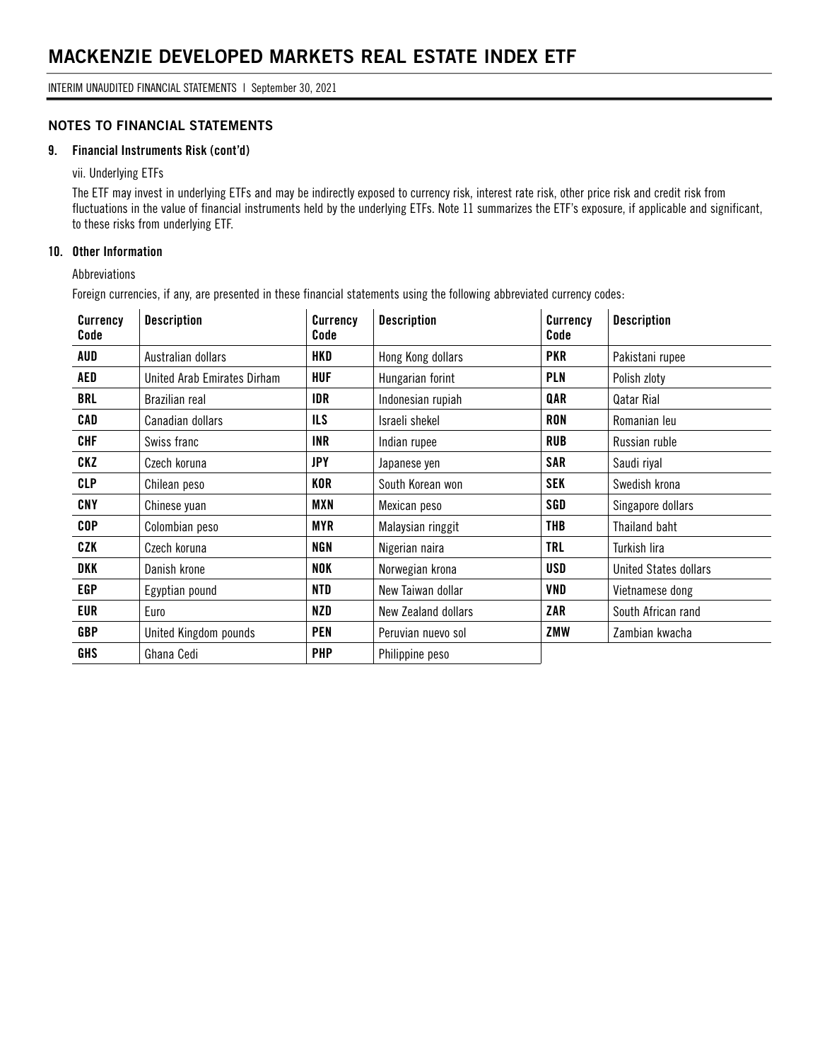## NOTES TO FINANCIAL STATEMENTS

### 9. Financial Instruments Risk (cont'd)

vii. Underlying ETFs

The ETF may invest in underlying ETFs and may be indirectly exposed to currency risk, interest rate risk, other price risk and credit risk from fluctuations in the value of financial instruments held by the underlying ETFs. Note 11 summarizes the ETF's exposure, if applicable and significant, to these risks from underlying ETF.

### 10. Other Information

Abbreviations

Foreign currencies, if any, are presented in these financial statements using the following abbreviated currency codes:

| Currency Code | Description | Currency Code | Description | Currency Code | Description |
|---|---|---|---|---|---|
| **AUD** | Australian dollars | **HKD** | Hong Kong dollars | **PKR** | Pakistani rupee |
| **AED** | United Arab Emirates Dirham | **HUF** | Hungarian forint | **PLN** | Polish zloty |
| **BRL** | Brazilian real | **IDR** | Indonesian rupiah | **QAR** | Qatar Rial |
| **CAD** | Canadian dollars | **ILS** | Israeli shekel | **RON** | Romanian leu |
| **CHF** | Swiss franc | **INR** | Indian rupee | **RUB** | Russian ruble |
| **CKZ** | Czech koruna | **JPY** | Japanese yen | **SAR** | Saudi riyal |
| **CLP** | Chilean peso | **KOR** | South Korean won | **SEK** | Swedish krona |
| **CNY** | Chinese yuan | **MXN** | Mexican peso | **SGD** | Singapore dollars |
| **COP** | Colombian peso | **MYR** | Malaysian ringgit | **THB** | Thailand baht |
| **CZK** | Czech koruna | **NGN** | Nigerian naira | **TRL** | Turkish lira |
| **DKK** | Danish krone | **NOK** | Norwegian krona | **USD** | United States dollars |
| **EGP** | Egyptian pound | **NTD** | New Taiwan dollar | **VND** | Vietnamese dong |
| **EUR** | Euro | **NZD** | New Zealand dollars | **ZAR** | South African rand |
| **GBP** | United Kingdom pounds | **PEN** | Peruvian nuevo sol | **ZMW** | Zambian kwacha |
| **GHS** | Ghana Cedi | **PHP** | Philippine peso | | |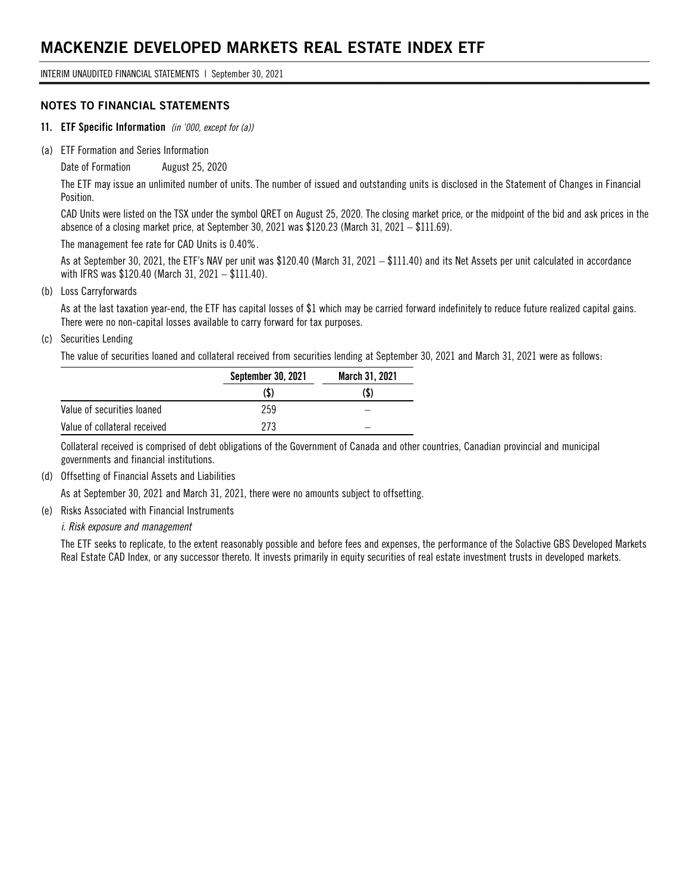# MACKENZIE DEVELOPED MARKETS REAL ESTATE INDEX ETF

INTERIM UNAUDITED FINANCIAL STATEMENTS | September 30, 2021

## NOTES TO FINANCIAL STATEMENTS

### 11. ETF Specific Information *(in '000, except for (a))*

(a) ETF Formation and Series Information

Date of Formation August 25, 2020

The ETF may issue an unlimited number of units. The number of issued and outstanding units is disclosed in the Statement of Changes in Financial Position.

CAD Units were listed on the TSX under the symbol QRET on August 25, 2020. The closing market price, or the midpoint of the bid and ask prices in the absence of a closing market price, at September 30, 2021 was $120.23 (March 31, 2021 – $111.69).

The management fee rate for CAD Units is 0.40%.

As at September 30, 2021, the ETF's NAV per unit was $120.40 (March 31, 2021 – $111.40) and its Net Assets per unit calculated in accordance with IFRS was $120.40 (March 31, 2021 – $111.40).

(b) Loss Carryforwards

As at the last taxation year-end, the ETF has capital losses of $1 which may be carried forward indefinitely to reduce future realized capital gains. There were no non-capital losses available to carry forward for tax purposes.

(c) Securities Lending

The value of securities loaned and collateral received from securities lending at September 30, 2021 and March 31, 2021 were as follows:

| | September 30, 2021 | March 31, 2021 |
|---|---|---|
| | ($) | ($) |
| Value of securities loaned | 259 | – |
| Value of collateral received | 273 | – |

Collateral received is comprised of debt obligations of the Government of Canada and other countries, Canadian provincial and municipal governments and financial institutions.

(d) Offsetting of Financial Assets and Liabilities

As at September 30, 2021 and March 31, 2021, there were no amounts subject to offsetting.

(e) Risks Associated with Financial Instruments

*i. Risk exposure and management*

The ETF seeks to replicate, to the extent reasonably possible and before fees and expenses, the performance of the Solactive GBS Developed Markets Real Estate CAD Index, or any successor thereto. It invests primarily in equity securities of real estate investment trusts in developed markets.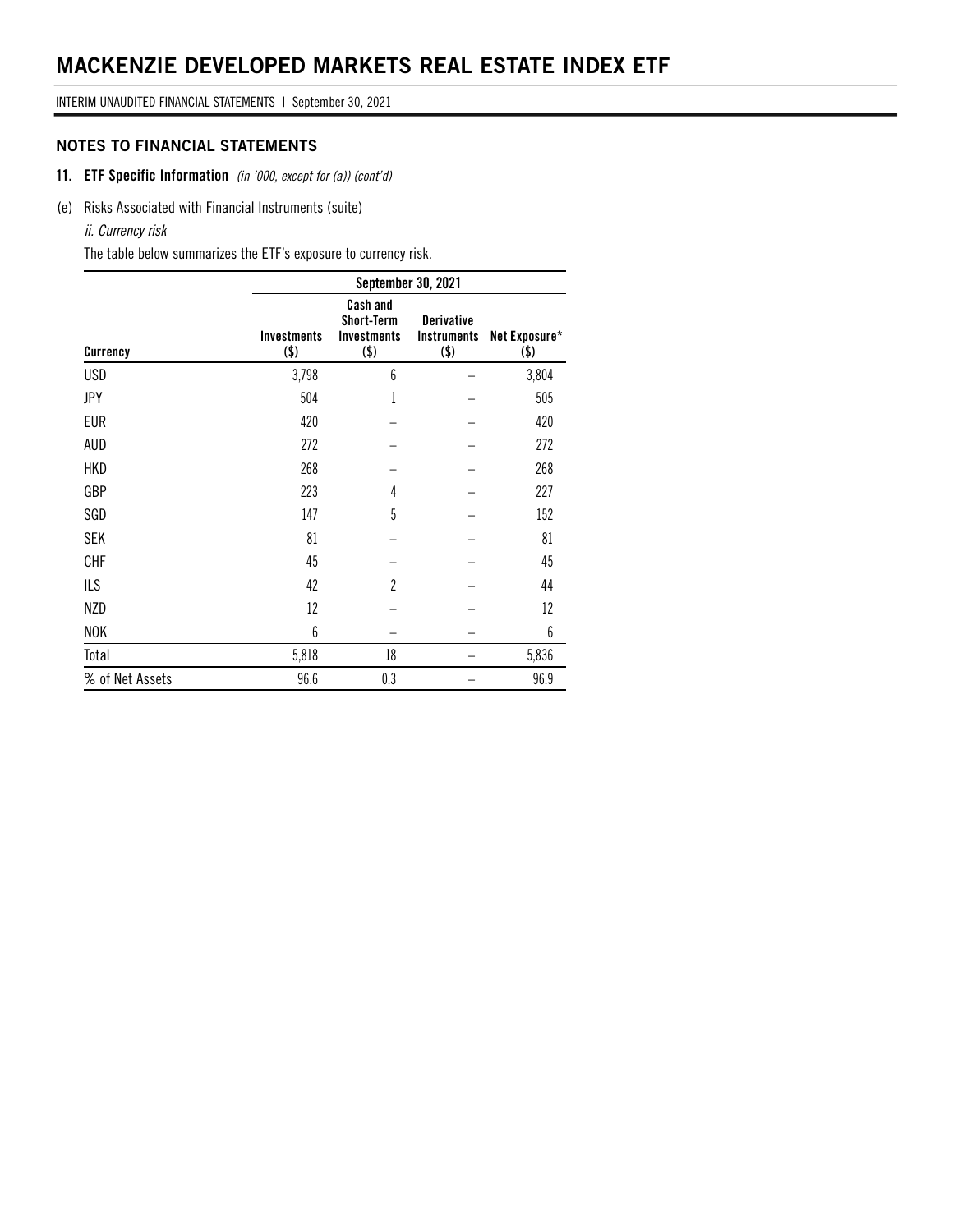# MACKENZIE DEVELOPED MARKETS REAL ESTATE INDEX ETF

INTERIM UNAUDITED FINANCIAL STATEMENTS | September 30, 2021

## NOTES TO FINANCIAL STATEMENTS

### 11. ETF Specific Information *(in '000, except for (a)) (cont'd)*

(e) Risks Associated with Financial Instruments (suite)

*ii. Currency risk*

The table below summarizes the ETF's exposure to currency risk.

| | September 30, 2021 | | | |
|---|---|---|---|---|
| Currency | Investments ($) | Cash and Short-Term Investments ($) | Derivative Instruments ($) | Net Exposure* ($) |
| USD | 3,798 | 6 | – | 3,804 |
| JPY | 504 | 1 | – | 505 |
| EUR | 420 | – | – | 420 |
| AUD | 272 | – | – | 272 |
| HKD | 268 | – | – | 268 |
| GBP | 223 | 4 | – | 227 |
| SGD | 147 | 5 | – | 152 |
| SEK | 81 | – | – | 81 |
| CHF | 45 | – | – | 45 |
| ILS | 42 | 2 | – | 44 |
| NZD | 12 | – | – | 12 |
| NOK | 6 | – | – | 6 |
| Total | 5,818 | 18 | – | 5,836 |
| % of Net Assets | 96.6 | 0.3 | – | 96.9 |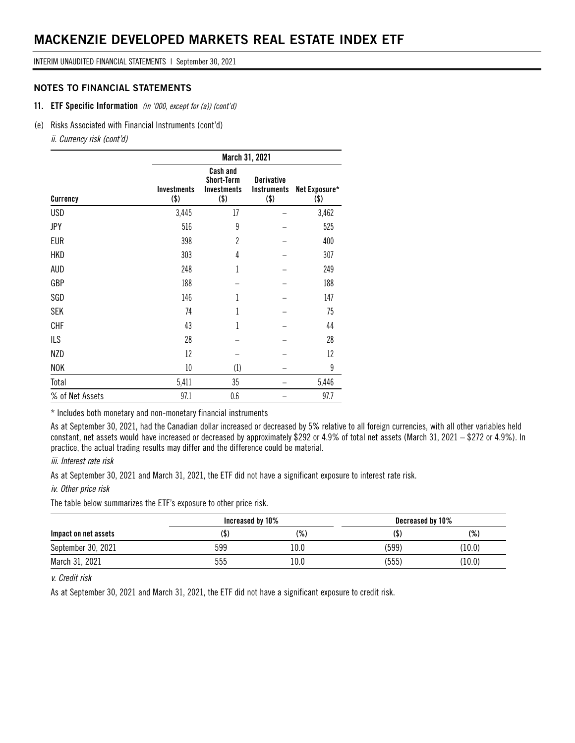# MACKENZIE DEVELOPED MARKETS REAL ESTATE INDEX ETF

INTERIM UNAUDITED FINANCIAL STATEMENTS | September 30, 2021

## NOTES TO FINANCIAL STATEMENTS

### 11. ETF Specific Information *(in '000, except for (a)) (cont'd)*

(e) Risks Associated with Financial Instruments (cont'd)

*ii. Currency risk (cont'd)*

| | March 31, 2021 | | | |
|---|---|---|---|---|
| Currency | Investments ($) | Cash and Short-Term Investments ($) | Derivative Instruments ($) | Net Exposure* ($) |
| USD | 3,445 | 17 | – | 3,462 |
| JPY | 516 | 9 | – | 525 |
| EUR | 398 | 2 | – | 400 |
| HKD | 303 | 4 | – | 307 |
| AUD | 248 | 1 | – | 249 |
| GBP | 188 | – | – | 188 |
| SGD | 146 | 1 | – | 147 |
| SEK | 74 | 1 | – | 75 |
| CHF | 43 | 1 | – | 44 |
| ILS | 28 | – | – | 28 |
| NZD | 12 | – | – | 12 |
| NOK | 10 | (1) | – | 9 |
| Total | 5,411 | 35 | – | 5,446 |
| % of Net Assets | 97.1 | 0.6 | – | 97.7 |

* Includes both monetary and non-monetary financial instruments

As at September 30, 2021, had the Canadian dollar increased or decreased by 5% relative to all foreign currencies, with all other variables held constant, net assets would have increased or decreased by approximately $292 or 4.9% of total net assets (March 31, 2021 – $272 or 4.9%). In practice, the actual trading results may differ and the difference could be material.

*iii. Interest rate risk*

As at September 30, 2021 and March 31, 2021, the ETF did not have a significant exposure to interest rate risk.

*iv. Other price risk*

The table below summarizes the ETF's exposure to other price risk.

| | Increased by 10% | | Decreased by 10% | |
|---|---|---|---|---|
| Impact on net assets | ($) | (%) | ($) | (%) |
| September 30, 2021 | 599 | 10.0 | (599) | (10.0) |
| March 31, 2021 | 555 | 10.0 | (555) | (10.0) |

*v. Credit risk*

As at September 30, 2021 and March 31, 2021, the ETF did not have a significant exposure to credit risk.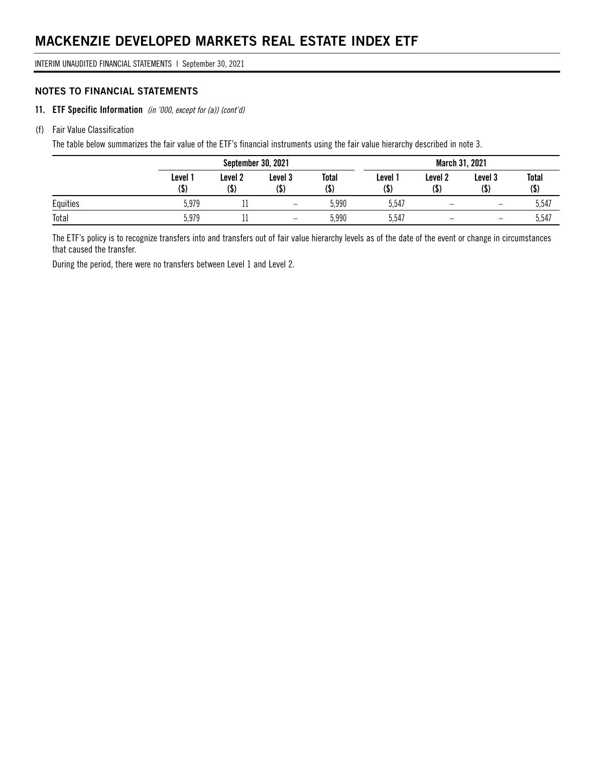# MACKENZIE DEVELOPED MARKETS REAL ESTATE INDEX ETF

INTERIM UNAUDITED FINANCIAL STATEMENTS | September 30, 2021

### NOTES TO FINANCIAL STATEMENTS

**11. ETF Specific Information** *(in '000, except for (a)) (cont'd)*

(f) Fair Value Classification

The table below summarizes the fair value of the ETF's financial instruments using the fair value hierarchy described in note 3.

| | September 30, 2021 | | | | March 31, 2021 | | | |
|---|---|---|---|---|---|---|---|---|
| | Level 1 ($) | Level 2 ($) | Level 3 ($) | Total ($) | Level 1 ($) | Level 2 ($) | Level 3 ($) | Total ($) |
| Equities | 5,979 | 11 | – | 5,990 | 5,547 | – | – | 5,547 |
| Total | 5,979 | 11 | – | 5,990 | 5,547 | – | – | 5,547 |

The ETF's policy is to recognize transfers into and transfers out of fair value hierarchy levels as of the date of the event or change in circumstances that caused the transfer.

During the period, there were no transfers between Level 1 and Level 2.